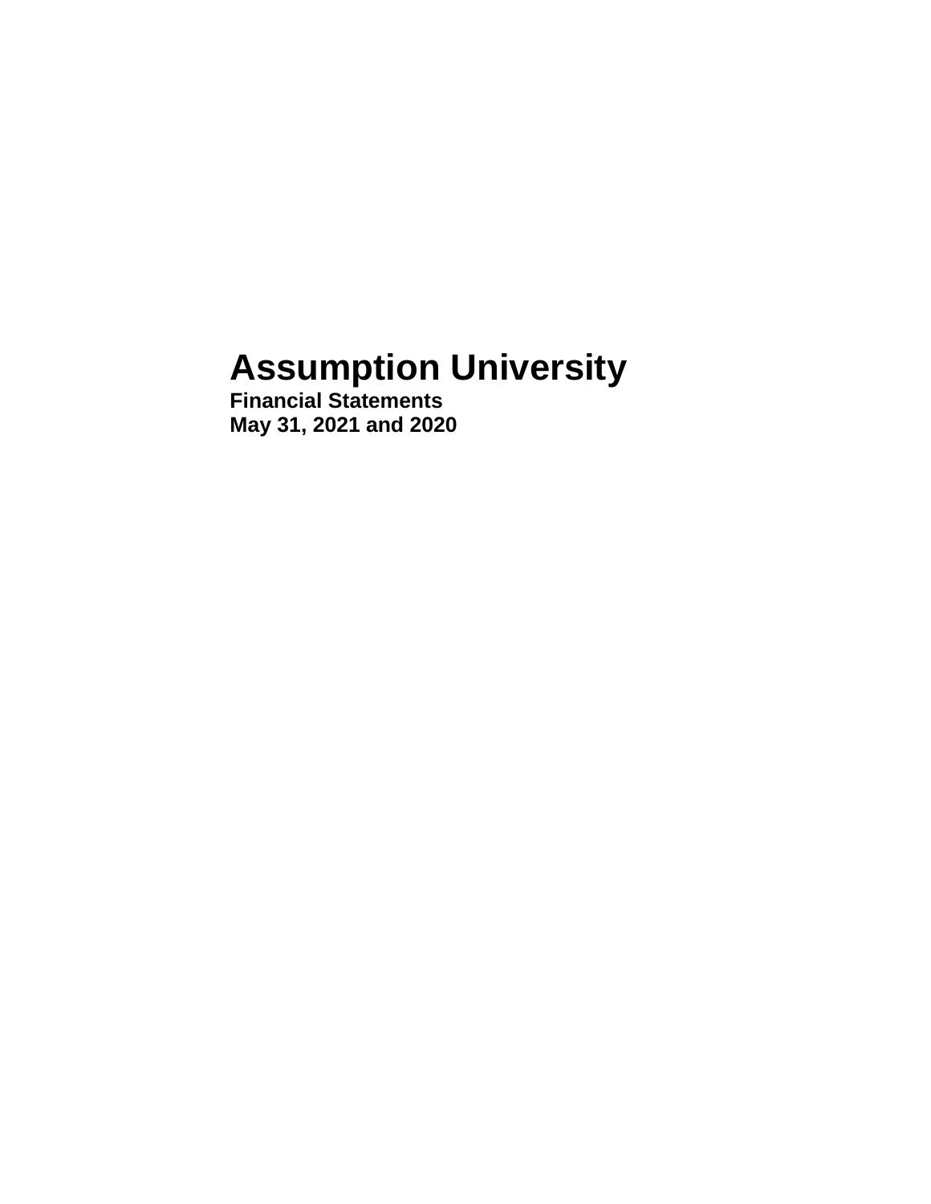# Assumption University

**Financial Statements**
**May 31, 2021 and 2020**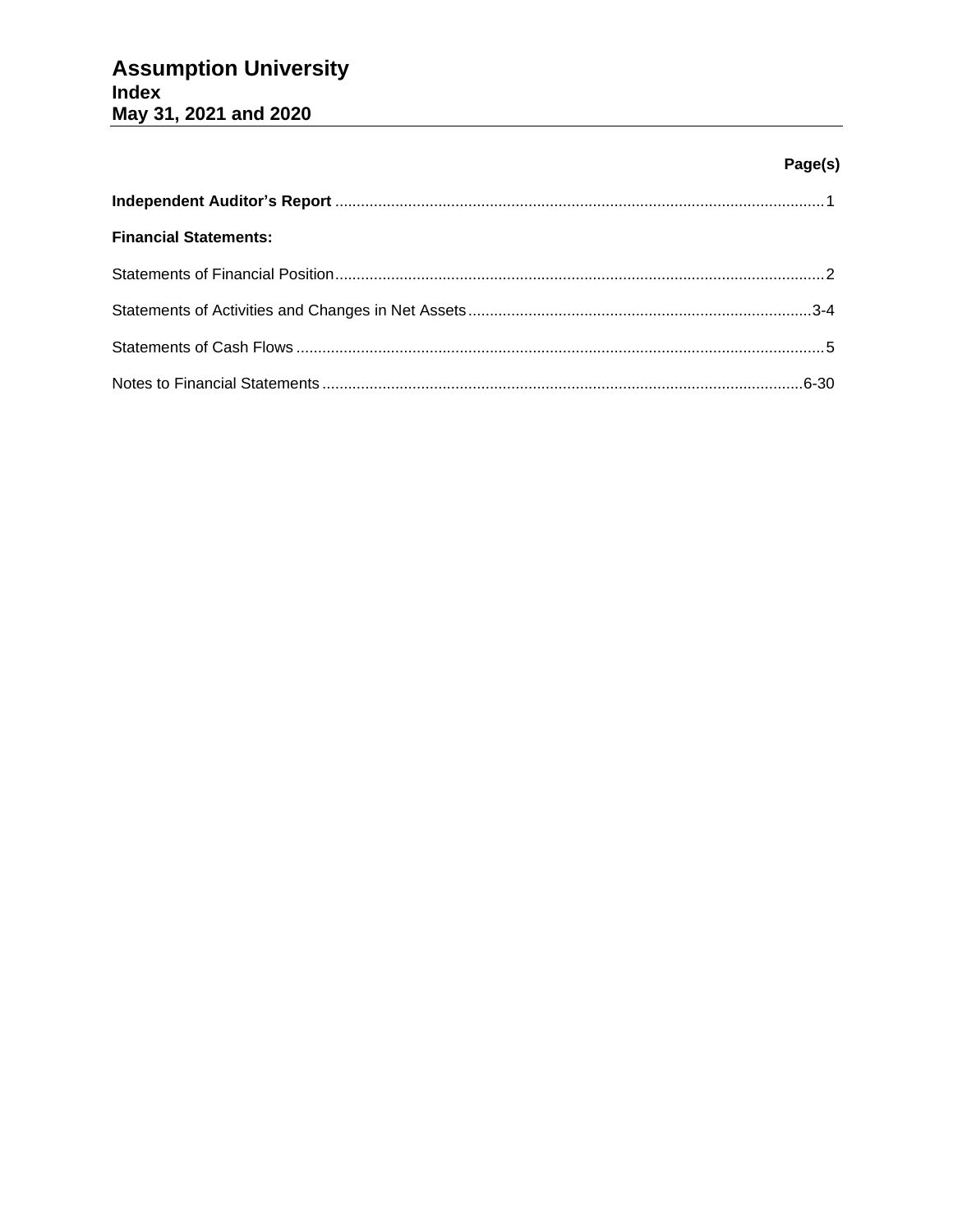# Assumption University
## Index
## May 31, 2021 and 2020

| | Page(s) |
|---|---|
| **Independent Auditor's Report** | 1 |
| **Financial Statements:** | |
| Statements of Financial Position | 2 |
| Statements of Activities and Changes in Net Assets | 3-4 |
| Statements of Cash Flows | 5 |
| Notes to Financial Statements | 6-30 |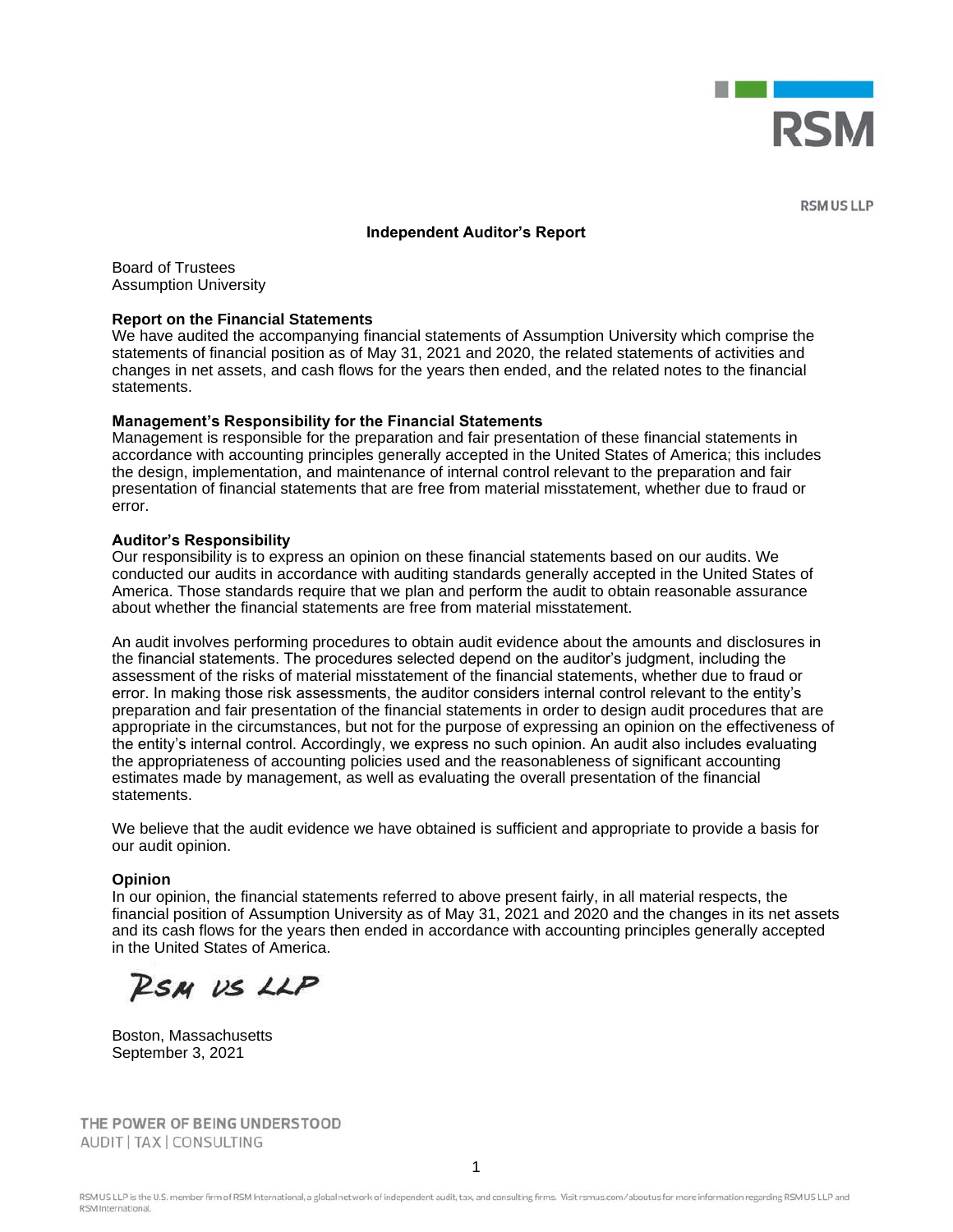RSM US LLP

# Independent Auditor's Report

Board of Trustees
Assumption University

**Report on the Financial Statements**
We have audited the accompanying financial statements of Assumption University which comprise the statements of financial position as of May 31, 2021 and 2020, the related statements of activities and changes in net assets, and cash flows for the years then ended, and the related notes to the financial statements.

**Management's Responsibility for the Financial Statements**
Management is responsible for the preparation and fair presentation of these financial statements in accordance with accounting principles generally accepted in the United States of America; this includes the design, implementation, and maintenance of internal control relevant to the preparation and fair presentation of financial statements that are free from material misstatement, whether due to fraud or error.

**Auditor's Responsibility**
Our responsibility is to express an opinion on these financial statements based on our audits. We conducted our audits in accordance with auditing standards generally accepted in the United States of America. Those standards require that we plan and perform the audit to obtain reasonable assurance about whether the financial statements are free from material misstatement.

An audit involves performing procedures to obtain audit evidence about the amounts and disclosures in the financial statements. The procedures selected depend on the auditor's judgment, including the assessment of the risks of material misstatement of the financial statements, whether due to fraud or error. In making those risk assessments, the auditor considers internal control relevant to the entity's preparation and fair presentation of the financial statements in order to design audit procedures that are appropriate in the circumstances, but not for the purpose of expressing an opinion on the effectiveness of the entity's internal control. Accordingly, we express no such opinion. An audit also includes evaluating the appropriateness of accounting policies used and the reasonableness of significant accounting estimates made by management, as well as evaluating the overall presentation of the financial statements.

We believe that the audit evidence we have obtained is sufficient and appropriate to provide a basis for our audit opinion.

**Opinion**
In our opinion, the financial statements referred to above present fairly, in all material respects, the financial position of Assumption University as of May 31, 2021 and 2020 and the changes in its net assets and its cash flows for the years then ended in accordance with accounting principles generally accepted in the United States of America.

RSM US LLP

Boston, Massachusetts
September 3, 2021

THE POWER OF BEING UNDERSTOOD
AUDIT | TAX | CONSULTING

RSM US LLP is the U.S. member firm of RSM International, a global network of independent audit, tax, and consulting firms. Visit rsmus.com/aboutus for more information regarding RSM US LLP and RSM International.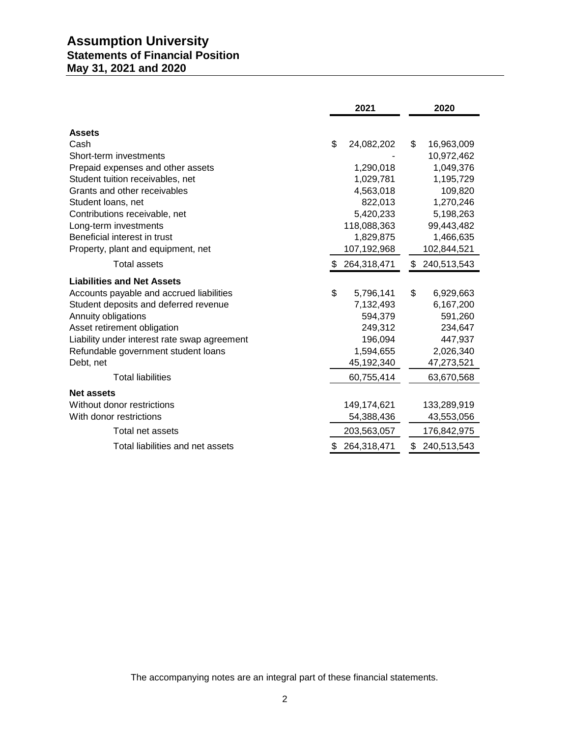# Assumption University
## Statements of Financial Position
## May 31, 2021 and 2020

| | 2021 | 2020 |
|---|---|---|
| **Assets** | | |
| Cash | $ 24,082,202 | $ 16,963,009 |
| Short-term investments | - | 10,972,462 |
| Prepaid expenses and other assets | 1,290,018 | 1,049,376 |
| Student tuition receivables, net | 1,029,781 | 1,195,729 |
| Grants and other receivables | 4,563,018 | 109,820 |
| Student loans, net | 822,013 | 1,270,246 |
| Contributions receivable, net | 5,420,233 | 5,198,263 |
| Long-term investments | 118,088,363 | 99,443,482 |
| Beneficial interest in trust | 1,829,875 | 1,466,635 |
| Property, plant and equipment, net | 107,192,968 | 102,844,521 |
| Total assets | $ 264,318,471 | $ 240,513,543 |
| **Liabilities and Net Assets** | | |
| Accounts payable and accrued liabilities | $ 5,796,141 | $ 6,929,663 |
| Student deposits and deferred revenue | 7,132,493 | 6,167,200 |
| Annuity obligations | 594,379 | 591,260 |
| Asset retirement obligation | 249,312 | 234,647 |
| Liability under interest rate swap agreement | 196,094 | 447,937 |
| Refundable government student loans | 1,594,655 | 2,026,340 |
| Debt, net | 45,192,340 | 47,273,521 |
| Total liabilities | 60,755,414 | 63,670,568 |
| **Net assets** | | |
| Without donor restrictions | 149,174,621 | 133,289,919 |
| With donor restrictions | 54,388,436 | 43,553,056 |
| Total net assets | 203,563,057 | 176,842,975 |
| Total liabilities and net assets | $ 264,318,471 | $ 240,513,543 |

The accompanying notes are an integral part of these financial statements.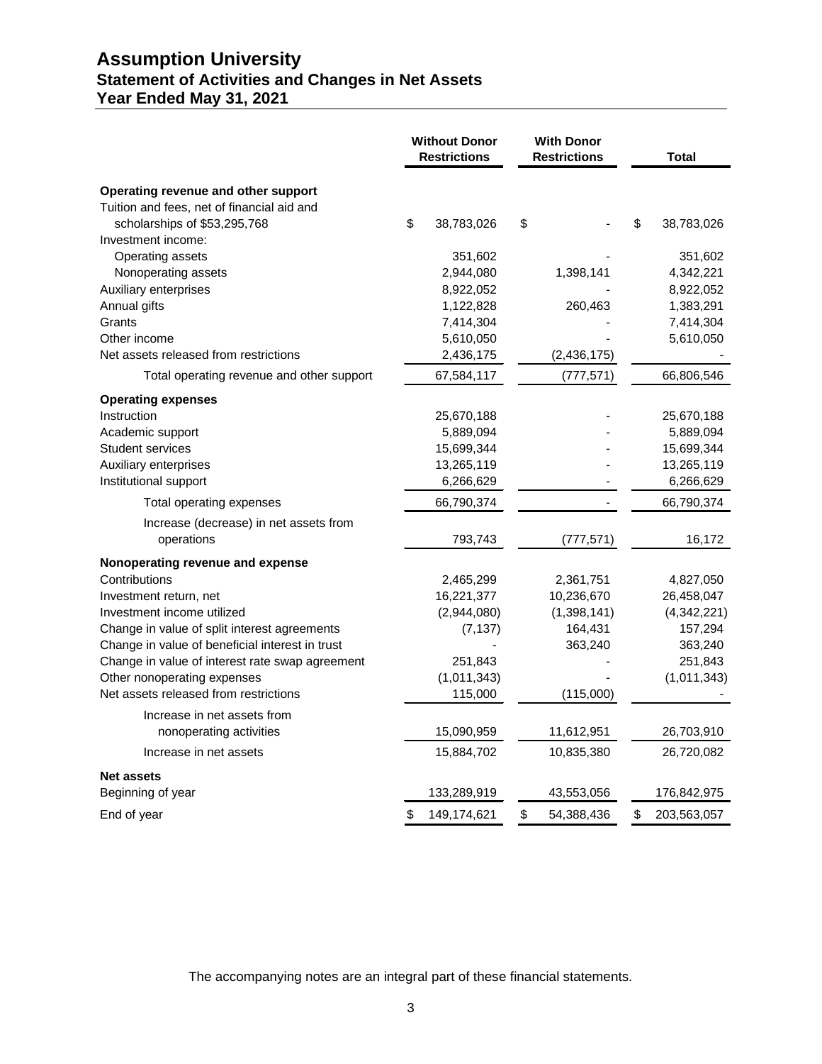# Assumption University
## Statement of Activities and Changes in Net Assets
## Year Ended May 31, 2021

| | Without Donor Restrictions | With Donor Restrictions | Total |
|---|---|---|---|
| **Operating revenue and other support** | | | |
| Tuition and fees, net of financial aid and scholarships of $53,295,768 | $ 38,783,026 | $ - | $ 38,783,026 |
| Investment income: | | | |
| Operating assets | 351,602 | - | 351,602 |
| Nonoperating assets | 2,944,080 | 1,398,141 | 4,342,221 |
| Auxiliary enterprises | 8,922,052 | - | 8,922,052 |
| Annual gifts | 1,122,828 | 260,463 | 1,383,291 |
| Grants | 7,414,304 | - | 7,414,304 |
| Other income | 5,610,050 | - | 5,610,050 |
| Net assets released from restrictions | 2,436,175 | (2,436,175) | - |
| Total operating revenue and other support | 67,584,117 | (777,571) | 66,806,546 |
| **Operating expenses** | | | |
| Instruction | 25,670,188 | - | 25,670,188 |
| Academic support | 5,889,094 | - | 5,889,094 |
| Student services | 15,699,344 | - | 15,699,344 |
| Auxiliary enterprises | 13,265,119 | - | 13,265,119 |
| Institutional support | 6,266,629 | - | 6,266,629 |
| Total operating expenses | 66,790,374 | - | 66,790,374 |
| Increase (decrease) in net assets from operations | 793,743 | (777,571) | 16,172 |
| **Nonoperating revenue and expense** | | | |
| Contributions | 2,465,299 | 2,361,751 | 4,827,050 |
| Investment return, net | 16,221,377 | 10,236,670 | 26,458,047 |
| Investment income utilized | (2,944,080) | (1,398,141) | (4,342,221) |
| Change in value of split interest agreements | (7,137) | 164,431 | 157,294 |
| Change in value of beneficial interest in trust | - | 363,240 | 363,240 |
| Change in value of interest rate swap agreement | 251,843 | - | 251,843 |
| Other nonoperating expenses | (1,011,343) | - | (1,011,343) |
| Net assets released from restrictions | 115,000 | (115,000) | - |
| Increase in net assets from nonoperating activities | 15,090,959 | 11,612,951 | 26,703,910 |
| Increase in net assets | 15,884,702 | 10,835,380 | 26,720,082 |
| **Net assets** | | | |
| Beginning of year | 133,289,919 | 43,553,056 | 176,842,975 |
| End of year | $ 149,174,621 | $ 54,388,436 | $ 203,563,057 |

The accompanying notes are an integral part of these financial statements.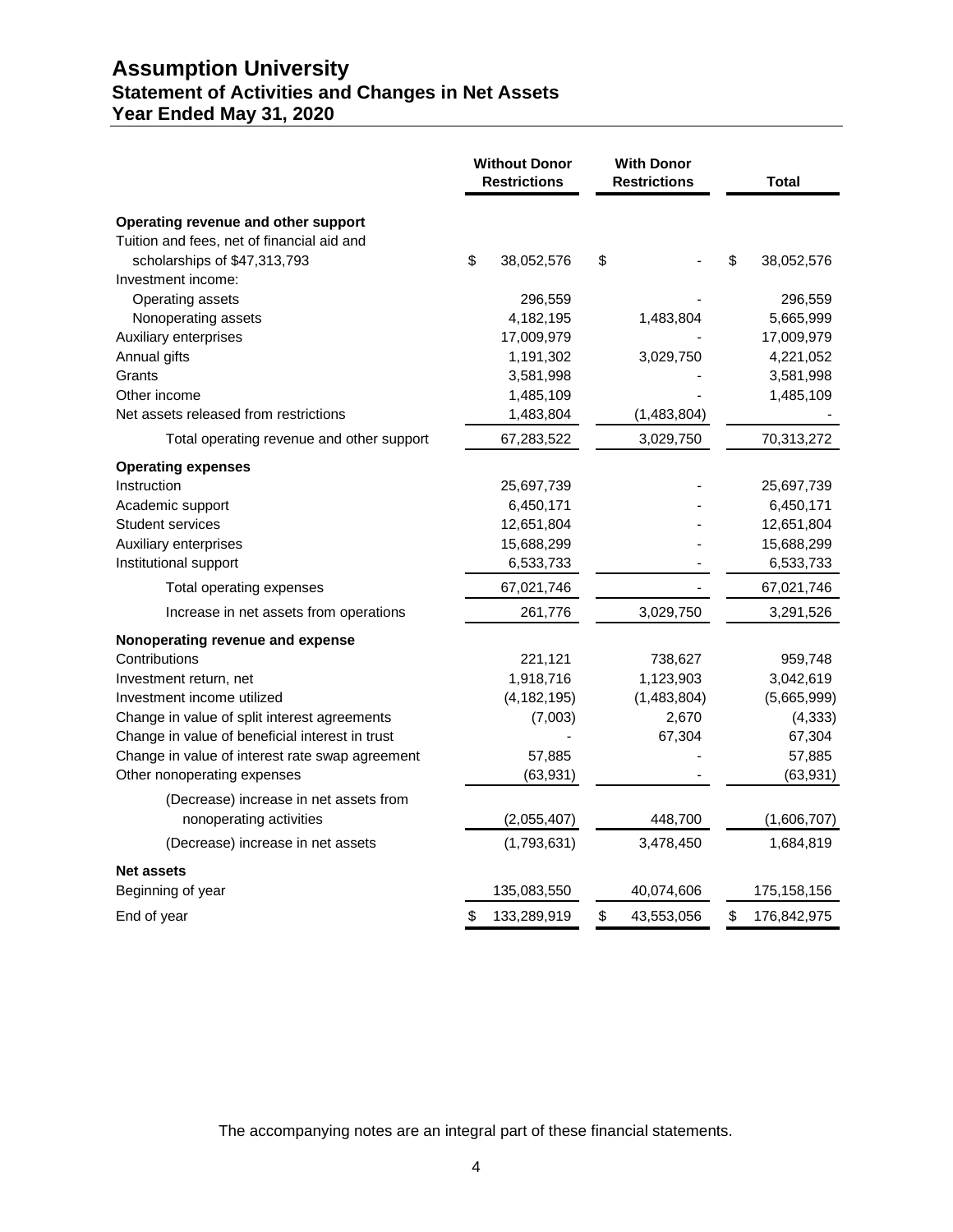# Assumption University
## Statement of Activities and Changes in Net Assets
## Year Ended May 31, 2020

| | Without Donor Restrictions | With Donor Restrictions | Total |
|---|---|---|---|
| **Operating revenue and other support** | | | |
| Tuition and fees, net of financial aid and scholarships of $47,313,793 | $ 38,052,576 | $ - | $ 38,052,576 |
| Investment income: | | | |
| Operating assets | 296,559 | - | 296,559 |
| Nonoperating assets | 4,182,195 | 1,483,804 | 5,665,999 |
| Auxiliary enterprises | 17,009,979 | - | 17,009,979 |
| Annual gifts | 1,191,302 | 3,029,750 | 4,221,052 |
| Grants | 3,581,998 | - | 3,581,998 |
| Other income | 1,485,109 | - | 1,485,109 |
| Net assets released from restrictions | 1,483,804 | (1,483,804) | - |
| Total operating revenue and other support | 67,283,522 | 3,029,750 | 70,313,272 |
| **Operating expenses** | | | |
| Instruction | 25,697,739 | - | 25,697,739 |
| Academic support | 6,450,171 | - | 6,450,171 |
| Student services | 12,651,804 | - | 12,651,804 |
| Auxiliary enterprises | 15,688,299 | - | 15,688,299 |
| Institutional support | 6,533,733 | - | 6,533,733 |
| Total operating expenses | 67,021,746 | - | 67,021,746 |
| Increase in net assets from operations | 261,776 | 3,029,750 | 3,291,526 |
| **Nonoperating revenue and expense** | | | |
| Contributions | 221,121 | 738,627 | 959,748 |
| Investment return, net | 1,918,716 | 1,123,903 | 3,042,619 |
| Investment income utilized | (4,182,195) | (1,483,804) | (5,665,999) |
| Change in value of split interest agreements | (7,003) | 2,670 | (4,333) |
| Change in value of beneficial interest in trust | - | 67,304 | 67,304 |
| Change in value of interest rate swap agreement | 57,885 | - | 57,885 |
| Other nonoperating expenses | (63,931) | - | (63,931) |
| (Decrease) increase in net assets from nonoperating activities | (2,055,407) | 448,700 | (1,606,707) |
| (Decrease) increase in net assets | (1,793,631) | 3,478,450 | 1,684,819 |
| **Net assets** | | | |
| Beginning of year | 135,083,550 | 40,074,606 | 175,158,156 |
| End of year | $ 133,289,919 | $ 43,553,056 | $ 176,842,975 |

The accompanying notes are an integral part of these financial statements.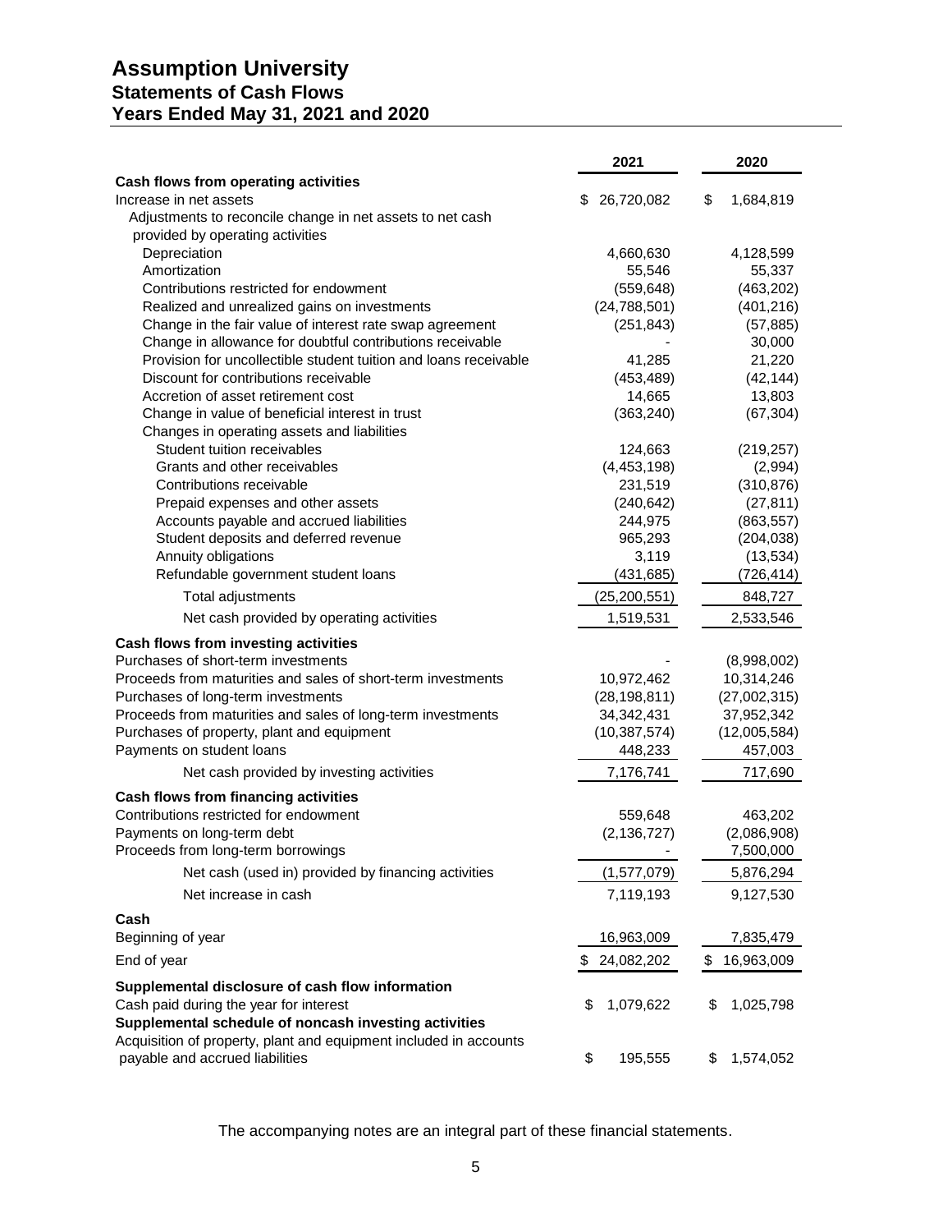# Assumption University
## Statements of Cash Flows
## Years Ended May 31, 2021 and 2020

| | 2021 | 2020 |
|---|---|---|
| **Cash flows from operating activities** | | |
| Increase in net assets | $ 26,720,082 | $ 1,684,819 |
| Adjustments to reconcile change in net assets to net cash provided by operating activities | | |
| Depreciation | 4,660,630 | 4,128,599 |
| Amortization | 55,546 | 55,337 |
| Contributions restricted for endowment | (559,648) | (463,202) |
| Realized and unrealized gains on investments | (24,788,501) | (401,216) |
| Change in the fair value of interest rate swap agreement | (251,843) | (57,885) |
| Change in allowance for doubtful contributions receivable | - | 30,000 |
| Provision for uncollectible student tuition and loans receivable | 41,285 | 21,220 |
| Discount for contributions receivable | (453,489) | (42,144) |
| Accretion of asset retirement cost | 14,665 | 13,803 |
| Change in value of beneficial interest in trust | (363,240) | (67,304) |
| Changes in operating assets and liabilities | | |
| Student tuition receivables | 124,663 | (219,257) |
| Grants and other receivables | (4,453,198) | (2,994) |
| Contributions receivable | 231,519 | (310,876) |
| Prepaid expenses and other assets | (240,642) | (27,811) |
| Accounts payable and accrued liabilities | 244,975 | (863,557) |
| Student deposits and deferred revenue | 965,293 | (204,038) |
| Annuity obligations | 3,119 | (13,534) |
| Refundable government student loans | (431,685) | (726,414) |
| Total adjustments | (25,200,551) | 848,727 |
| Net cash provided by operating activities | 1,519,531 | 2,533,546 |
| **Cash flows from investing activities** | | |
| Purchases of short-term investments | - | (8,998,002) |
| Proceeds from maturities and sales of short-term investments | 10,972,462 | 10,314,246 |
| Purchases of long-term investments | (28,198,811) | (27,002,315) |
| Proceeds from maturities and sales of long-term investments | 34,342,431 | 37,952,342 |
| Purchases of property, plant and equipment | (10,387,574) | (12,005,584) |
| Payments on student loans | 448,233 | 457,003 |
| Net cash provided by investing activities | 7,176,741 | 717,690 |
| **Cash flows from financing activities** | | |
| Contributions restricted for endowment | 559,648 | 463,202 |
| Payments on long-term debt | (2,136,727) | (2,086,908) |
| Proceeds from long-term borrowings | - | 7,500,000 |
| Net cash (used in) provided by financing activities | (1,577,079) | 5,876,294 |
| Net increase in cash | 7,119,193 | 9,127,530 |
| **Cash** | | |
| Beginning of year | 16,963,009 | 7,835,479 |
| End of year | $ 24,082,202 | $ 16,963,009 |
| **Supplemental disclosure of cash flow information** | | |
| Cash paid during the year for interest | $ 1,079,622 | $ 1,025,798 |
| **Supplemental schedule of noncash investing activities** | | |
| Acquisition of property, plant and equipment included in accounts payable and accrued liabilities | $ 195,555 | $ 1,574,052 |

The accompanying notes are an integral part of these financial statements.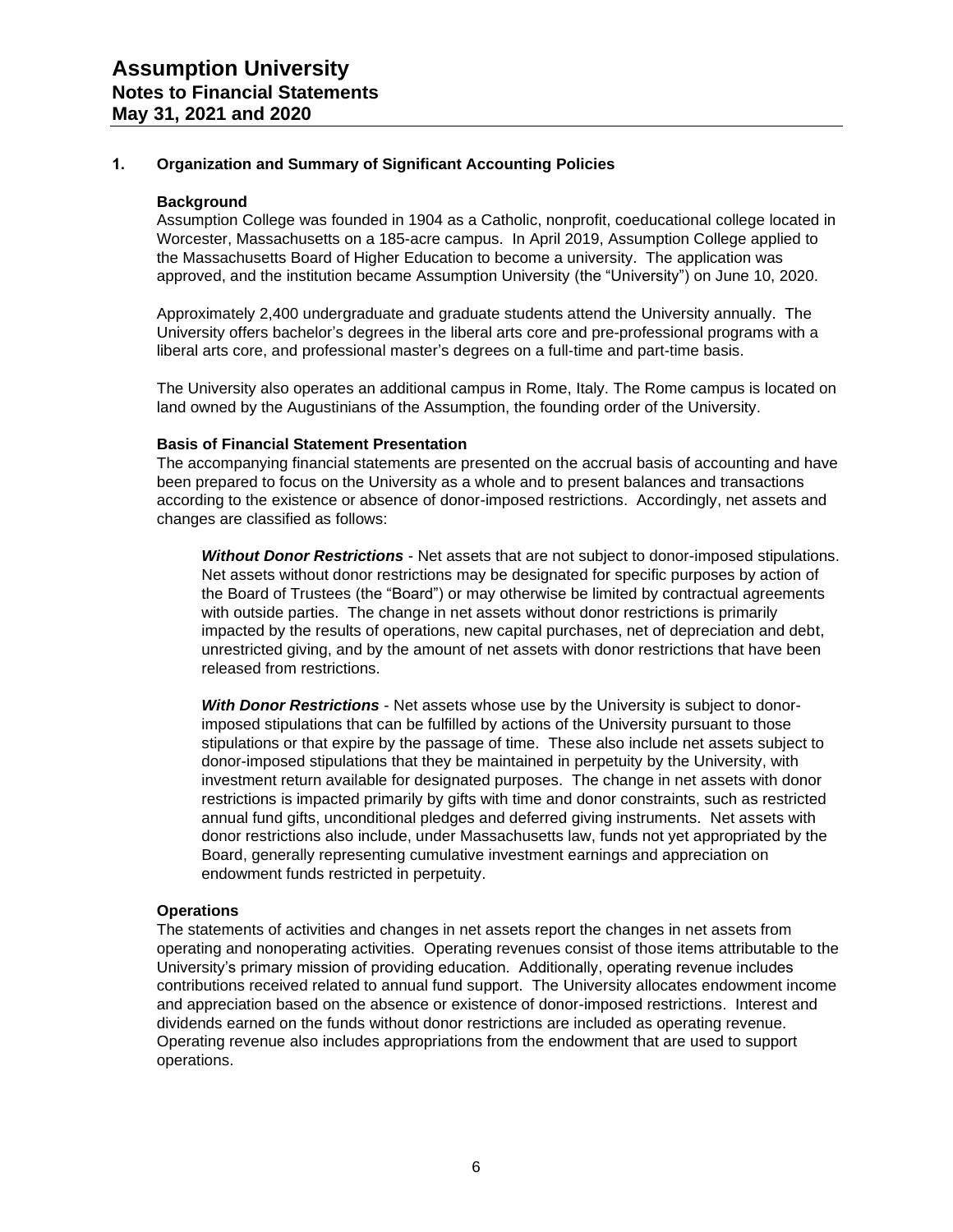# Assumption University
## Notes to Financial Statements
## May 31, 2021 and 2020

### 1. Organization and Summary of Significant Accounting Policies

**Background**

Assumption College was founded in 1904 as a Catholic, nonprofit, coeducational college located in Worcester, Massachusetts on a 185-acre campus. In April 2019, Assumption College applied to the Massachusetts Board of Higher Education to become a university. The application was approved, and the institution became Assumption University (the "University") on June 10, 2020.

Approximately 2,400 undergraduate and graduate students attend the University annually. The University offers bachelor's degrees in the liberal arts core and pre-professional programs with a liberal arts core, and professional master's degrees on a full-time and part-time basis.

The University also operates an additional campus in Rome, Italy. The Rome campus is located on land owned by the Augustinians of the Assumption, the founding order of the University.

**Basis of Financial Statement Presentation**

The accompanying financial statements are presented on the accrual basis of accounting and have been prepared to focus on the University as a whole and to present balances and transactions according to the existence or absence of donor-imposed restrictions. Accordingly, net assets and changes are classified as follows:

***Without Donor Restrictions*** - Net assets that are not subject to donor-imposed stipulations. Net assets without donor restrictions may be designated for specific purposes by action of the Board of Trustees (the "Board") or may otherwise be limited by contractual agreements with outside parties. The change in net assets without donor restrictions is primarily impacted by the results of operations, new capital purchases, net of depreciation and debt, unrestricted giving, and by the amount of net assets with donor restrictions that have been released from restrictions.

***With Donor Restrictions*** - Net assets whose use by the University is subject to donor-imposed stipulations that can be fulfilled by actions of the University pursuant to those stipulations or that expire by the passage of time. These also include net assets subject to donor-imposed stipulations that they be maintained in perpetuity by the University, with investment return available for designated purposes. The change in net assets with donor restrictions is impacted primarily by gifts with time and donor constraints, such as restricted annual fund gifts, unconditional pledges and deferred giving instruments. Net assets with donor restrictions also include, under Massachusetts law, funds not yet appropriated by the Board, generally representing cumulative investment earnings and appreciation on endowment funds restricted in perpetuity.

**Operations**

The statements of activities and changes in net assets report the changes in net assets from operating and nonoperating activities. Operating revenues consist of those items attributable to the University's primary mission of providing education. Additionally, operating revenue includes contributions received related to annual fund support. The University allocates endowment income and appreciation based on the absence or existence of donor-imposed restrictions. Interest and dividends earned on the funds without donor restrictions are included as operating revenue. Operating revenue also includes appropriations from the endowment that are used to support operations.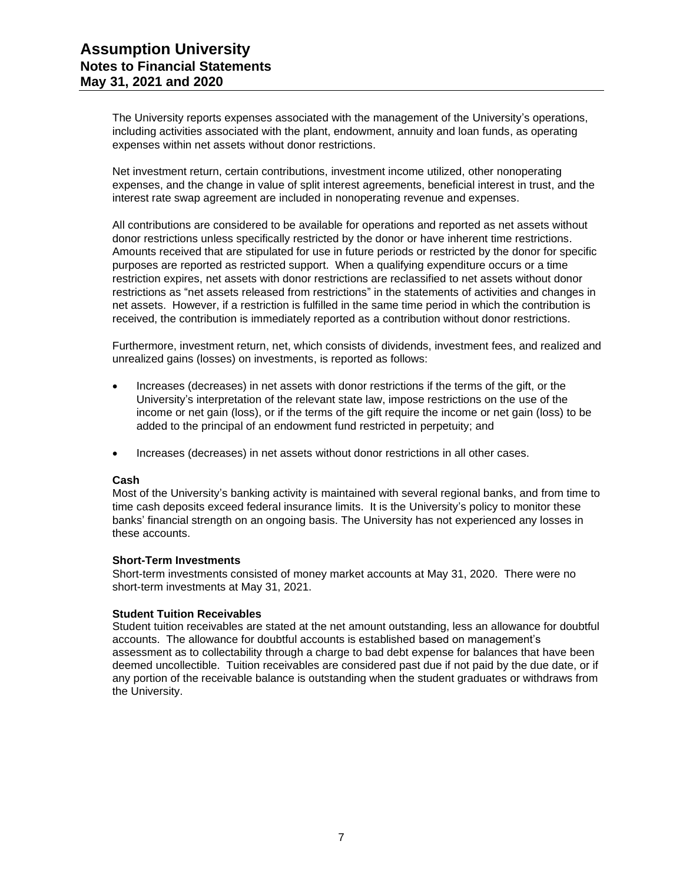The University reports expenses associated with the management of the University's operations, including activities associated with the plant, endowment, annuity and loan funds, as operating expenses within net assets without donor restrictions.

Net investment return, certain contributions, investment income utilized, other nonoperating expenses, and the change in value of split interest agreements, beneficial interest in trust, and the interest rate swap agreement are included in nonoperating revenue and expenses.

All contributions are considered to be available for operations and reported as net assets without donor restrictions unless specifically restricted by the donor or have inherent time restrictions. Amounts received that are stipulated for use in future periods or restricted by the donor for specific purposes are reported as restricted support. When a qualifying expenditure occurs or a time restriction expires, net assets with donor restrictions are reclassified to net assets without donor restrictions as "net assets released from restrictions" in the statements of activities and changes in net assets. However, if a restriction is fulfilled in the same time period in which the contribution is received, the contribution is immediately reported as a contribution without donor restrictions.

Furthermore, investment return, net, which consists of dividends, investment fees, and realized and unrealized gains (losses) on investments, is reported as follows:

- Increases (decreases) in net assets with donor restrictions if the terms of the gift, or the University's interpretation of the relevant state law, impose restrictions on the use of the income or net gain (loss), or if the terms of the gift require the income or net gain (loss) to be added to the principal of an endowment fund restricted in perpetuity; and

- Increases (decreases) in net assets without donor restrictions in all other cases.

**Cash**
Most of the University's banking activity is maintained with several regional banks, and from time to time cash deposits exceed federal insurance limits. It is the University's policy to monitor these banks' financial strength on an ongoing basis. The University has not experienced any losses in these accounts.

**Short-Term Investments**
Short-term investments consisted of money market accounts at May 31, 2020. There were no short-term investments at May 31, 2021.

**Student Tuition Receivables**
Student tuition receivables are stated at the net amount outstanding, less an allowance for doubtful accounts. The allowance for doubtful accounts is established based on management's assessment as to collectability through a charge to bad debt expense for balances that have been deemed uncollectible. Tuition receivables are considered past due if not paid by the due date, or if any portion of the receivable balance is outstanding when the student graduates or withdraws from the University.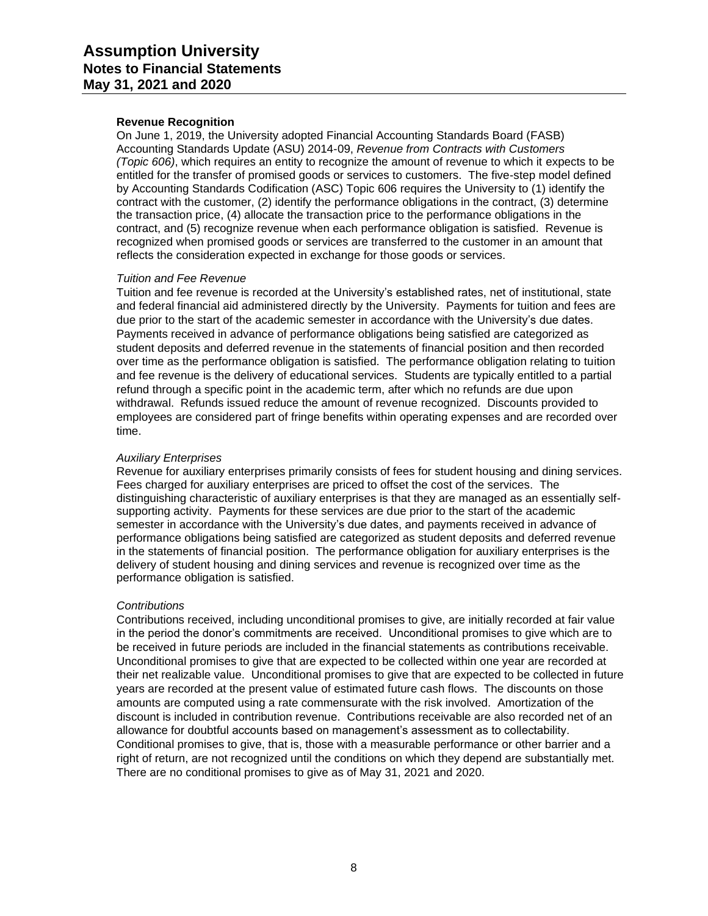### Revenue Recognition

On June 1, 2019, the University adopted Financial Accounting Standards Board (FASB) Accounting Standards Update (ASU) 2014-09, *Revenue from Contracts with Customers (Topic 606)*, which requires an entity to recognize the amount of revenue to which it expects to be entitled for the transfer of promised goods or services to customers. The five-step model defined by Accounting Standards Codification (ASC) Topic 606 requires the University to (1) identify the contract with the customer, (2) identify the performance obligations in the contract, (3) determine the transaction price, (4) allocate the transaction price to the performance obligations in the contract, and (5) recognize revenue when each performance obligation is satisfied. Revenue is recognized when promised goods or services are transferred to the customer in an amount that reflects the consideration expected in exchange for those goods or services.

*Tuition and Fee Revenue*

Tuition and fee revenue is recorded at the University's established rates, net of institutional, state and federal financial aid administered directly by the University. Payments for tuition and fees are due prior to the start of the academic semester in accordance with the University's due dates. Payments received in advance of performance obligations being satisfied are categorized as student deposits and deferred revenue in the statements of financial position and then recorded over time as the performance obligation is satisfied. The performance obligation relating to tuition and fee revenue is the delivery of educational services. Students are typically entitled to a partial refund through a specific point in the academic term, after which no refunds are due upon withdrawal. Refunds issued reduce the amount of revenue recognized. Discounts provided to employees are considered part of fringe benefits within operating expenses and are recorded over time.

*Auxiliary Enterprises*

Revenue for auxiliary enterprises primarily consists of fees for student housing and dining services. Fees charged for auxiliary enterprises are priced to offset the cost of the services. The distinguishing characteristic of auxiliary enterprises is that they are managed as an essentially self-supporting activity. Payments for these services are due prior to the start of the academic semester in accordance with the University's due dates, and payments received in advance of performance obligations being satisfied are categorized as student deposits and deferred revenue in the statements of financial position. The performance obligation for auxiliary enterprises is the delivery of student housing and dining services and revenue is recognized over time as the performance obligation is satisfied.

*Contributions*

Contributions received, including unconditional promises to give, are initially recorded at fair value in the period the donor's commitments are received. Unconditional promises to give which are to be received in future periods are included in the financial statements as contributions receivable. Unconditional promises to give that are expected to be collected within one year are recorded at their net realizable value. Unconditional promises to give that are expected to be collected in future years are recorded at the present value of estimated future cash flows. The discounts on those amounts are computed using a rate commensurate with the risk involved. Amortization of the discount is included in contribution revenue. Contributions receivable are also recorded net of an allowance for doubtful accounts based on management's assessment as to collectability. Conditional promises to give, that is, those with a measurable performance or other barrier and a right of return, are not recognized until the conditions on which they depend are substantially met. There are no conditional promises to give as of May 31, 2021 and 2020.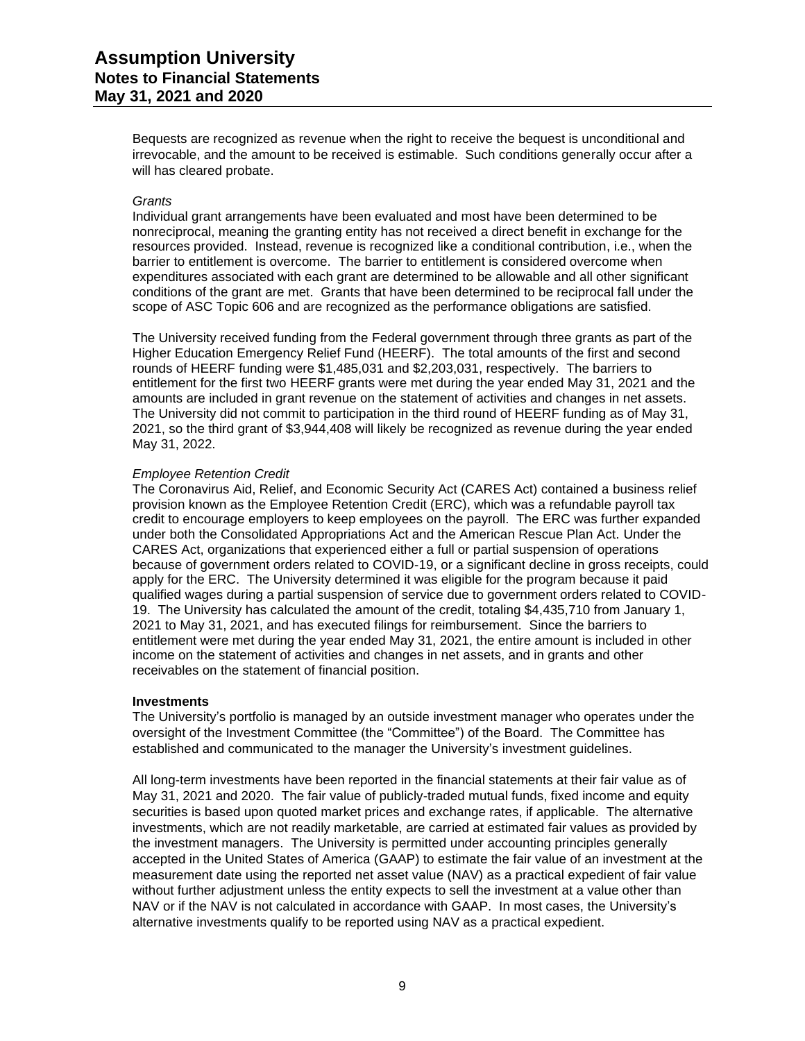Bequests are recognized as revenue when the right to receive the bequest is unconditional and irrevocable, and the amount to be received is estimable. Such conditions generally occur after a will has cleared probate.

*Grants*

Individual grant arrangements have been evaluated and most have been determined to be nonreciprocal, meaning the granting entity has not received a direct benefit in exchange for the resources provided. Instead, revenue is recognized like a conditional contribution, i.e., when the barrier to entitlement is overcome. The barrier to entitlement is considered overcome when expenditures associated with each grant are determined to be allowable and all other significant conditions of the grant are met. Grants that have been determined to be reciprocal fall under the scope of ASC Topic 606 and are recognized as the performance obligations are satisfied.

The University received funding from the Federal government through three grants as part of the Higher Education Emergency Relief Fund (HEERF). The total amounts of the first and second rounds of HEERF funding were $1,485,031 and $2,203,031, respectively. The barriers to entitlement for the first two HEERF grants were met during the year ended May 31, 2021 and the amounts are included in grant revenue on the statement of activities and changes in net assets. The University did not commit to participation in the third round of HEERF funding as of May 31, 2021, so the third grant of $3,944,408 will likely be recognized as revenue during the year ended May 31, 2022.

*Employee Retention Credit*

The Coronavirus Aid, Relief, and Economic Security Act (CARES Act) contained a business relief provision known as the Employee Retention Credit (ERC), which was a refundable payroll tax credit to encourage employers to keep employees on the payroll. The ERC was further expanded under both the Consolidated Appropriations Act and the American Rescue Plan Act. Under the CARES Act, organizations that experienced either a full or partial suspension of operations because of government orders related to COVID-19, or a significant decline in gross receipts, could apply for the ERC. The University determined it was eligible for the program because it paid qualified wages during a partial suspension of service due to government orders related to COVID-19. The University has calculated the amount of the credit, totaling $4,435,710 from January 1, 2021 to May 31, 2021, and has executed filings for reimbursement. Since the barriers to entitlement were met during the year ended May 31, 2021, the entire amount is included in other income on the statement of activities and changes in net assets, and in grants and other receivables on the statement of financial position.

**Investments**

The University's portfolio is managed by an outside investment manager who operates under the oversight of the Investment Committee (the "Committee") of the Board. The Committee has established and communicated to the manager the University's investment guidelines.

All long-term investments have been reported in the financial statements at their fair value as of May 31, 2021 and 2020. The fair value of publicly-traded mutual funds, fixed income and equity securities is based upon quoted market prices and exchange rates, if applicable. The alternative investments, which are not readily marketable, are carried at estimated fair values as provided by the investment managers. The University is permitted under accounting principles generally accepted in the United States of America (GAAP) to estimate the fair value of an investment at the measurement date using the reported net asset value (NAV) as a practical expedient of fair value without further adjustment unless the entity expects to sell the investment at a value other than NAV or if the NAV is not calculated in accordance with GAAP. In most cases, the University's alternative investments qualify to be reported using NAV as a practical expedient.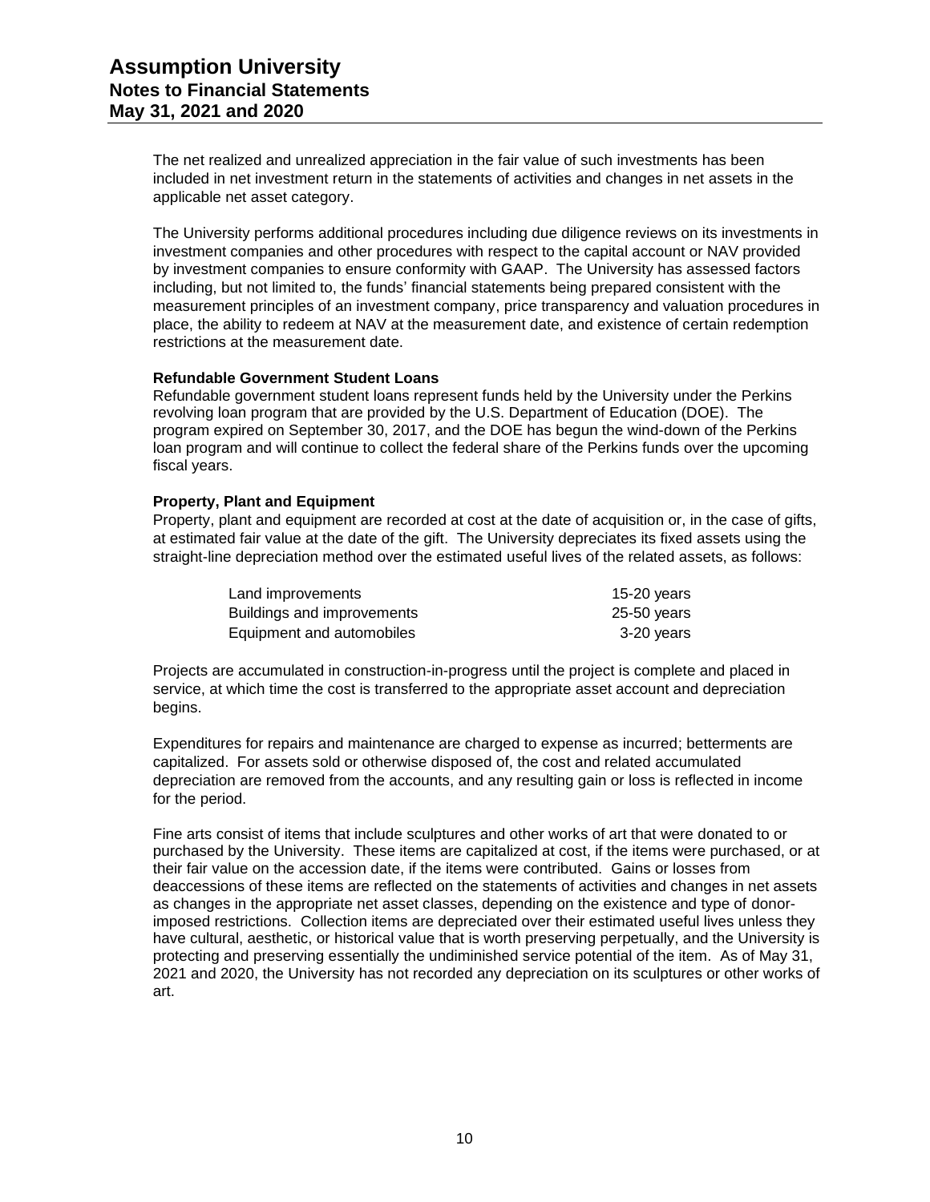The net realized and unrealized appreciation in the fair value of such investments has been included in net investment return in the statements of activities and changes in net assets in the applicable net asset category.

The University performs additional procedures including due diligence reviews on its investments in investment companies and other procedures with respect to the capital account or NAV provided by investment companies to ensure conformity with GAAP. The University has assessed factors including, but not limited to, the funds' financial statements being prepared consistent with the measurement principles of an investment company, price transparency and valuation procedures in place, the ability to redeem at NAV at the measurement date, and existence of certain redemption restrictions at the measurement date.

**Refundable Government Student Loans**

Refundable government student loans represent funds held by the University under the Perkins revolving loan program that are provided by the U.S. Department of Education (DOE). The program expired on September 30, 2017, and the DOE has begun the wind-down of the Perkins loan program and will continue to collect the federal share of the Perkins funds over the upcoming fiscal years.

**Property, Plant and Equipment**

Property, plant and equipment are recorded at cost at the date of acquisition or, in the case of gifts, at estimated fair value at the date of the gift. The University depreciates its fixed assets using the straight-line depreciation method over the estimated useful lives of the related assets, as follows:

| | |
|---|---|
| Land improvements | 15-20 years |
| Buildings and improvements | 25-50 years |
| Equipment and automobiles | 3-20 years |

Projects are accumulated in construction-in-progress until the project is complete and placed in service, at which time the cost is transferred to the appropriate asset account and depreciation begins.

Expenditures for repairs and maintenance are charged to expense as incurred; betterments are capitalized. For assets sold or otherwise disposed of, the cost and related accumulated depreciation are removed from the accounts, and any resulting gain or loss is reflected in income for the period.

Fine arts consist of items that include sculptures and other works of art that were donated to or purchased by the University. These items are capitalized at cost, if the items were purchased, or at their fair value on the accession date, if the items were contributed. Gains or losses from deaccessions of these items are reflected on the statements of activities and changes in net assets as changes in the appropriate net asset classes, depending on the existence and type of donor-imposed restrictions. Collection items are depreciated over their estimated useful lives unless they have cultural, aesthetic, or historical value that is worth preserving perpetually, and the University is protecting and preserving essentially the undiminished service potential of the item. As of May 31, 2021 and 2020, the University has not recorded any depreciation on its sculptures or other works of art.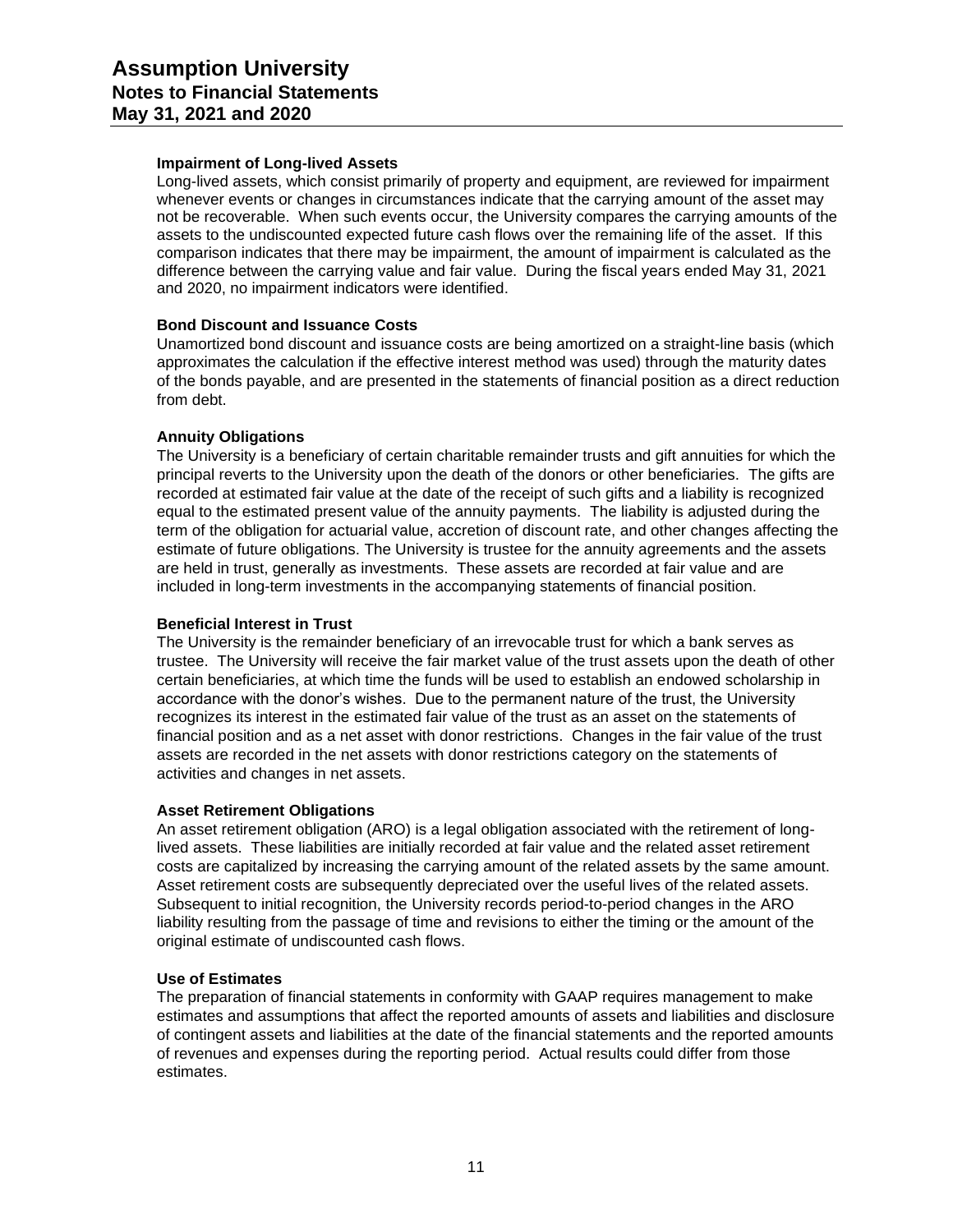### Impairment of Long-lived Assets

Long-lived assets, which consist primarily of property and equipment, are reviewed for impairment whenever events or changes in circumstances indicate that the carrying amount of the asset may not be recoverable. When such events occur, the University compares the carrying amounts of the assets to the undiscounted expected future cash flows over the remaining life of the asset. If this comparison indicates that there may be impairment, the amount of impairment is calculated as the difference between the carrying value and fair value. During the fiscal years ended May 31, 2021 and 2020, no impairment indicators were identified.

### Bond Discount and Issuance Costs

Unamortized bond discount and issuance costs are being amortized on a straight-line basis (which approximates the calculation if the effective interest method was used) through the maturity dates of the bonds payable, and are presented in the statements of financial position as a direct reduction from debt.

### Annuity Obligations

The University is a beneficiary of certain charitable remainder trusts and gift annuities for which the principal reverts to the University upon the death of the donors or other beneficiaries. The gifts are recorded at estimated fair value at the date of the receipt of such gifts and a liability is recognized equal to the estimated present value of the annuity payments. The liability is adjusted during the term of the obligation for actuarial value, accretion of discount rate, and other changes affecting the estimate of future obligations. The University is trustee for the annuity agreements and the assets are held in trust, generally as investments. These assets are recorded at fair value and are included in long-term investments in the accompanying statements of financial position.

### Beneficial Interest in Trust

The University is the remainder beneficiary of an irrevocable trust for which a bank serves as trustee. The University will receive the fair market value of the trust assets upon the death of other certain beneficiaries, at which time the funds will be used to establish an endowed scholarship in accordance with the donor's wishes. Due to the permanent nature of the trust, the University recognizes its interest in the estimated fair value of the trust as an asset on the statements of financial position and as a net asset with donor restrictions. Changes in the fair value of the trust assets are recorded in the net assets with donor restrictions category on the statements of activities and changes in net assets.

### Asset Retirement Obligations

An asset retirement obligation (ARO) is a legal obligation associated with the retirement of long-lived assets. These liabilities are initially recorded at fair value and the related asset retirement costs are capitalized by increasing the carrying amount of the related assets by the same amount. Asset retirement costs are subsequently depreciated over the useful lives of the related assets. Subsequent to initial recognition, the University records period-to-period changes in the ARO liability resulting from the passage of time and revisions to either the timing or the amount of the original estimate of undiscounted cash flows.

### Use of Estimates

The preparation of financial statements in conformity with GAAP requires management to make estimates and assumptions that affect the reported amounts of assets and liabilities and disclosure of contingent assets and liabilities at the date of the financial statements and the reported amounts of revenues and expenses during the reporting period. Actual results could differ from those estimates.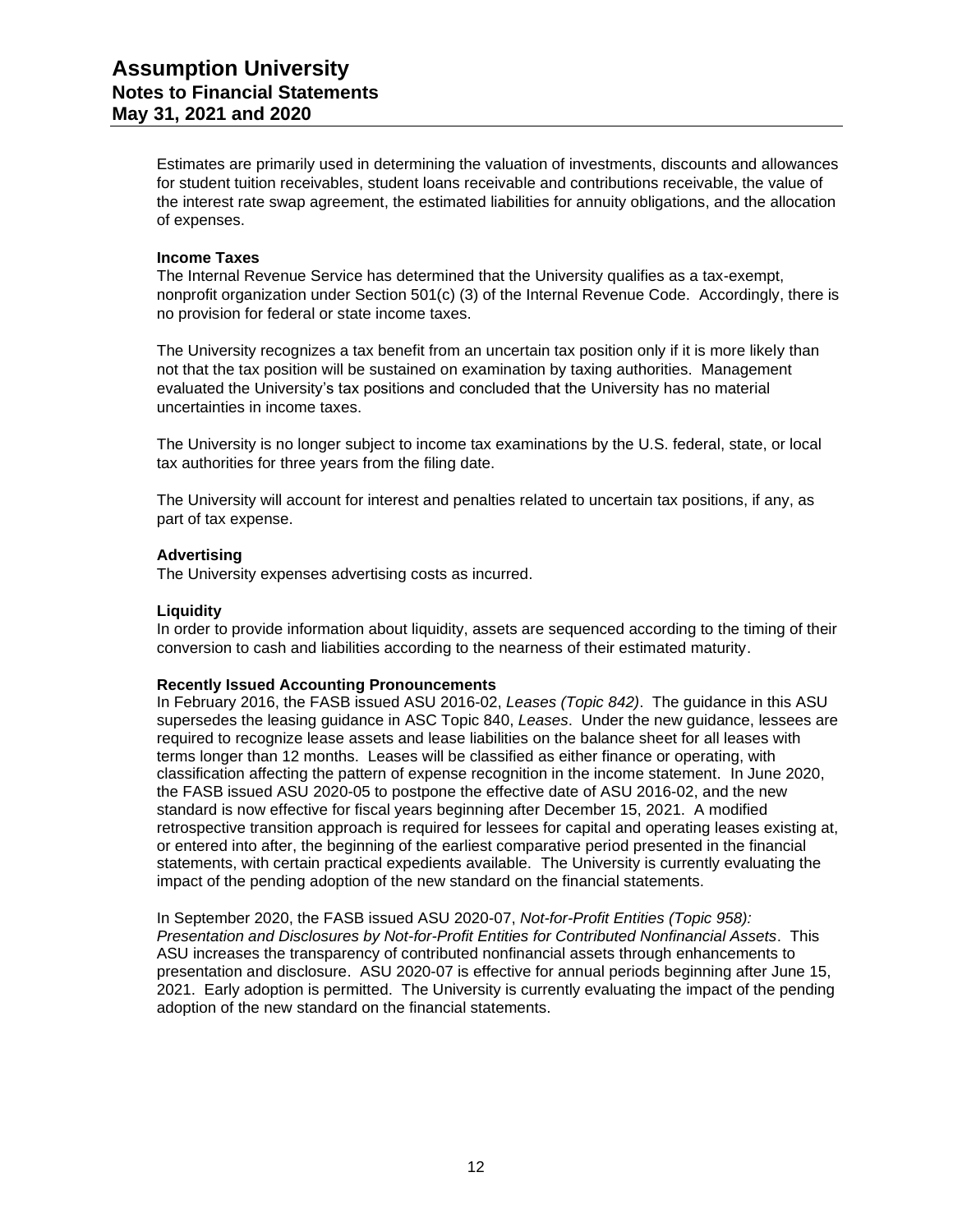Estimates are primarily used in determining the valuation of investments, discounts and allowances for student tuition receivables, student loans receivable and contributions receivable, the value of the interest rate swap agreement, the estimated liabilities for annuity obligations, and the allocation of expenses.

**Income Taxes**

The Internal Revenue Service has determined that the University qualifies as a tax-exempt, nonprofit organization under Section 501(c) (3) of the Internal Revenue Code. Accordingly, there is no provision for federal or state income taxes.

The University recognizes a tax benefit from an uncertain tax position only if it is more likely than not that the tax position will be sustained on examination by taxing authorities. Management evaluated the University's tax positions and concluded that the University has no material uncertainties in income taxes.

The University is no longer subject to income tax examinations by the U.S. federal, state, or local tax authorities for three years from the filing date.

The University will account for interest and penalties related to uncertain tax positions, if any, as part of tax expense.

**Advertising**

The University expenses advertising costs as incurred.

**Liquidity**

In order to provide information about liquidity, assets are sequenced according to the timing of their conversion to cash and liabilities according to the nearness of their estimated maturity.

**Recently Issued Accounting Pronouncements**

In February 2016, the FASB issued ASU 2016-02, *Leases (Topic 842)*. The guidance in this ASU supersedes the leasing guidance in ASC Topic 840, *Leases*. Under the new guidance, lessees are required to recognize lease assets and lease liabilities on the balance sheet for all leases with terms longer than 12 months. Leases will be classified as either finance or operating, with classification affecting the pattern of expense recognition in the income statement. In June 2020, the FASB issued ASU 2020-05 to postpone the effective date of ASU 2016-02, and the new standard is now effective for fiscal years beginning after December 15, 2021. A modified retrospective transition approach is required for lessees for capital and operating leases existing at, or entered into after, the beginning of the earliest comparative period presented in the financial statements, with certain practical expedients available. The University is currently evaluating the impact of the pending adoption of the new standard on the financial statements.

In September 2020, the FASB issued ASU 2020-07, *Not-for-Profit Entities (Topic 958): Presentation and Disclosures by Not-for-Profit Entities for Contributed Nonfinancial Assets*. This ASU increases the transparency of contributed nonfinancial assets through enhancements to presentation and disclosure. ASU 2020-07 is effective for annual periods beginning after June 15, 2021. Early adoption is permitted. The University is currently evaluating the impact of the pending adoption of the new standard on the financial statements.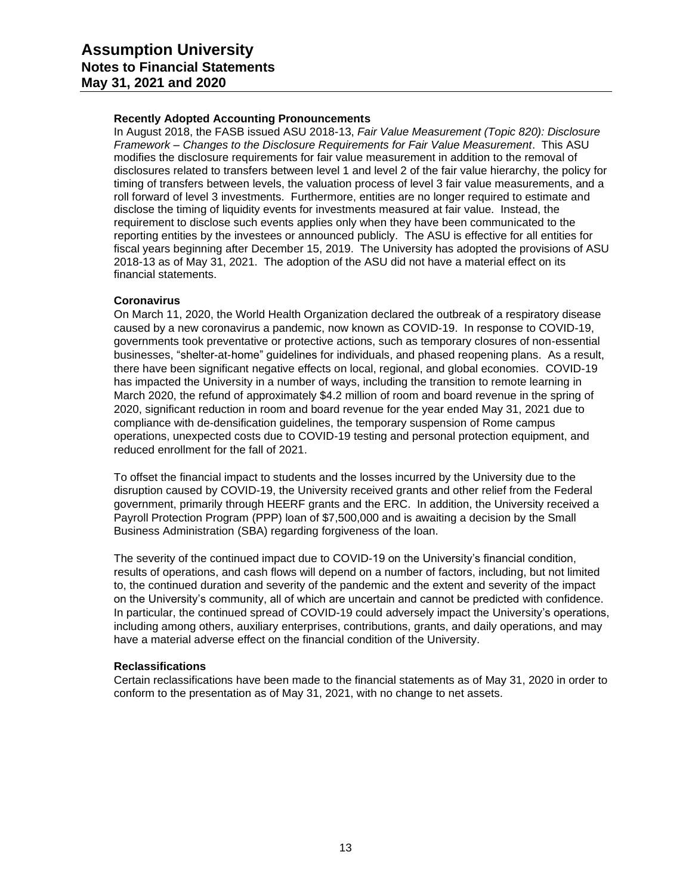**Recently Adopted Accounting Pronouncements**

In August 2018, the FASB issued ASU 2018-13, *Fair Value Measurement (Topic 820): Disclosure Framework – Changes to the Disclosure Requirements for Fair Value Measurement*. This ASU modifies the disclosure requirements for fair value measurement in addition to the removal of disclosures related to transfers between level 1 and level 2 of the fair value hierarchy, the policy for timing of transfers between levels, the valuation process of level 3 fair value measurements, and a roll forward of level 3 investments. Furthermore, entities are no longer required to estimate and disclose the timing of liquidity events for investments measured at fair value. Instead, the requirement to disclose such events applies only when they have been communicated to the reporting entities by the investees or announced publicly. The ASU is effective for all entities for fiscal years beginning after December 15, 2019. The University has adopted the provisions of ASU 2018-13 as of May 31, 2021. The adoption of the ASU did not have a material effect on its financial statements.

**Coronavirus**

On March 11, 2020, the World Health Organization declared the outbreak of a respiratory disease caused by a new coronavirus a pandemic, now known as COVID-19. In response to COVID-19, governments took preventative or protective actions, such as temporary closures of non-essential businesses, "shelter-at-home" guidelines for individuals, and phased reopening plans. As a result, there have been significant negative effects on local, regional, and global economies. COVID-19 has impacted the University in a number of ways, including the transition to remote learning in March 2020, the refund of approximately $4.2 million of room and board revenue in the spring of 2020, significant reduction in room and board revenue for the year ended May 31, 2021 due to compliance with de-densification guidelines, the temporary suspension of Rome campus operations, unexpected costs due to COVID-19 testing and personal protection equipment, and reduced enrollment for the fall of 2021.

To offset the financial impact to students and the losses incurred by the University due to the disruption caused by COVID-19, the University received grants and other relief from the Federal government, primarily through HEERF grants and the ERC. In addition, the University received a Payroll Protection Program (PPP) loan of $7,500,000 and is awaiting a decision by the Small Business Administration (SBA) regarding forgiveness of the loan.

The severity of the continued impact due to COVID-19 on the University's financial condition, results of operations, and cash flows will depend on a number of factors, including, but not limited to, the continued duration and severity of the pandemic and the extent and severity of the impact on the University's community, all of which are uncertain and cannot be predicted with confidence. In particular, the continued spread of COVID-19 could adversely impact the University's operations, including among others, auxiliary enterprises, contributions, grants, and daily operations, and may have a material adverse effect on the financial condition of the University.

**Reclassifications**

Certain reclassifications have been made to the financial statements as of May 31, 2020 in order to conform to the presentation as of May 31, 2021, with no change to net assets.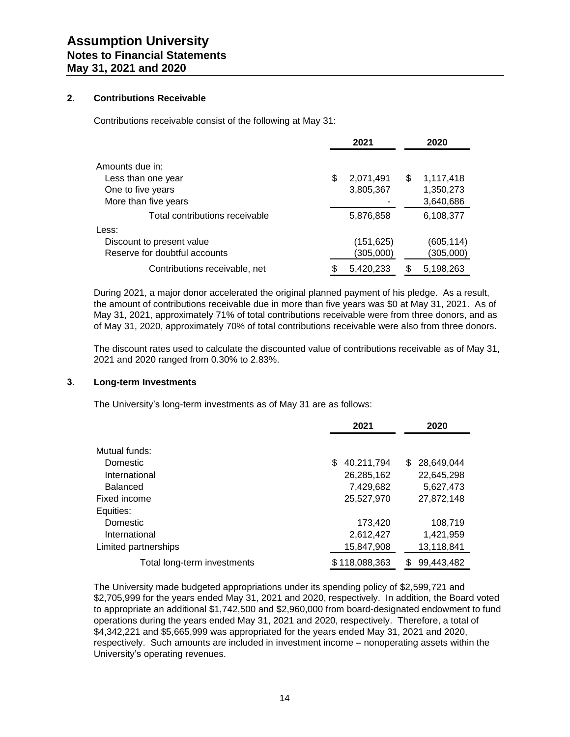## 2. Contributions Receivable

Contributions receivable consist of the following at May 31:

| | 2021 | 2020 |
|---|---|---|
| Amounts due in: | | |
| Less than one year | $ 2,071,491 | $ 1,117,418 |
| One to five years | 3,805,367 | 1,350,273 |
| More than five years | - | 3,640,686 |
| Total contributions receivable | 5,876,858 | 6,108,377 |
| Less: | | |
| Discount to present value | (151,625) | (605,114) |
| Reserve for doubtful accounts | (305,000) | (305,000) |
| Contributions receivable, net | $ 5,420,233 | $ 5,198,263 |

During 2021, a major donor accelerated the original planned payment of his pledge. As a result, the amount of contributions receivable due in more than five years was $0 at May 31, 2021. As of May 31, 2021, approximately 71% of total contributions receivable were from three donors, and as of May 31, 2020, approximately 70% of total contributions receivable were also from three donors.

The discount rates used to calculate the discounted value of contributions receivable as of May 31, 2021 and 2020 ranged from 0.30% to 2.83%.

## 3. Long-term Investments

The University's long-term investments as of May 31 are as follows:

| | 2021 | 2020 |
|---|---|---|
| Mutual funds: | | |
| Domestic | $ 40,211,794 | $ 28,649,044 |
| International | 26,285,162 | 22,645,298 |
| Balanced | 7,429,682 | 5,627,473 |
| Fixed income | 25,527,970 | 27,872,148 |
| Equities: | | |
| Domestic | 173,420 | 108,719 |
| International | 2,612,427 | 1,421,959 |
| Limited partnerships | 15,847,908 | 13,118,841 |
| Total long-term investments | $ 118,088,363 | $ 99,443,482 |

The University made budgeted appropriations under its spending policy of $2,599,721 and $2,705,999 for the years ended May 31, 2021 and 2020, respectively. In addition, the Board voted to appropriate an additional $1,742,500 and $2,960,000 from board-designated endowment to fund operations during the years ended May 31, 2021 and 2020, respectively. Therefore, a total of $4,342,221 and $5,665,999 was appropriated for the years ended May 31, 2021 and 2020, respectively. Such amounts are included in investment income – nonoperating assets within the University's operating revenues.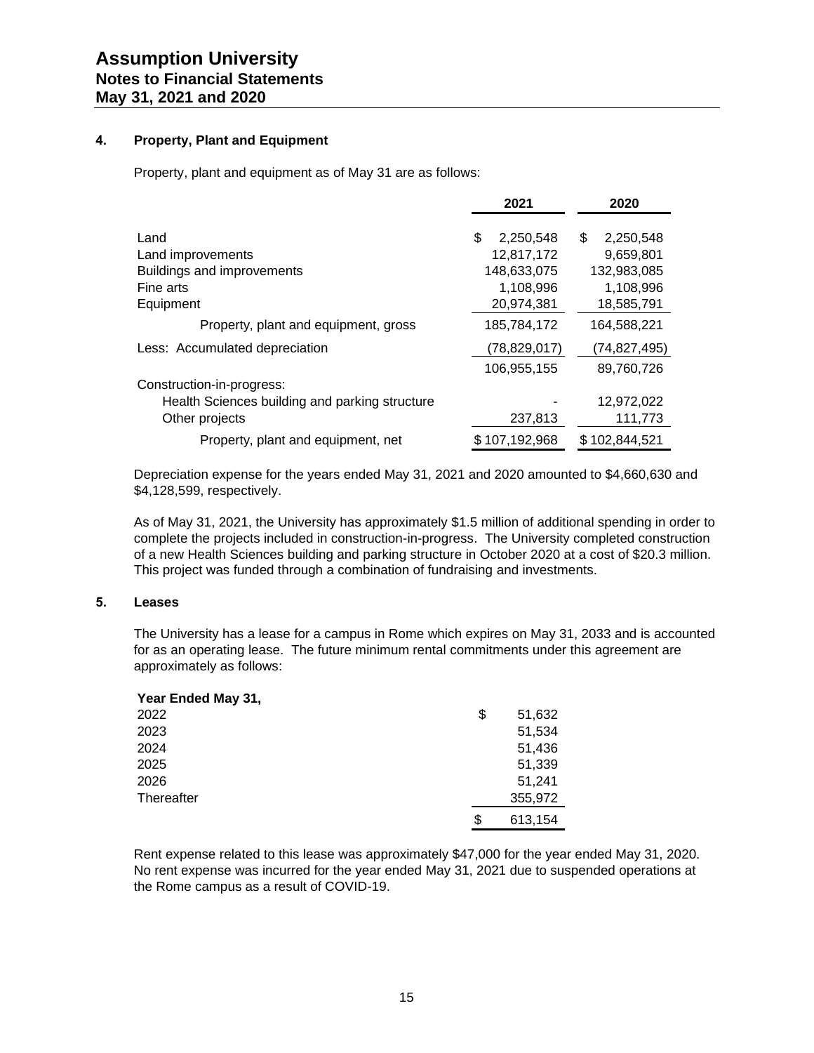# Assumption University
## Notes to Financial Statements
## May 31, 2021 and 2020

### 4. Property, Plant and Equipment

Property, plant and equipment as of May 31 are as follows:

| | 2021 | 2020 |
|---|---|---|
| Land | $ 2,250,548 | $ 2,250,548 |
| Land improvements | 12,817,172 | 9,659,801 |
| Buildings and improvements | 148,633,075 | 132,983,085 |
| Fine arts | 1,108,996 | 1,108,996 |
| Equipment | 20,974,381 | 18,585,791 |
| Property, plant and equipment, gross | 185,784,172 | 164,588,221 |
| Less: Accumulated depreciation | (78,829,017) | (74,827,495) |
| | 106,955,155 | 89,760,726 |
| Construction-in-progress: | | |
| Health Sciences building and parking structure | - | 12,972,022 |
| Other projects | 237,813 | 111,773 |
| Property, plant and equipment, net | $ 107,192,968 | $ 102,844,521 |

Depreciation expense for the years ended May 31, 2021 and 2020 amounted to $4,660,630 and $4,128,599, respectively.

As of May 31, 2021, the University has approximately $1.5 million of additional spending in order to complete the projects included in construction-in-progress. The University completed construction of a new Health Sciences building and parking structure in October 2020 at a cost of $20.3 million. This project was funded through a combination of fundraising and investments.

### 5. Leases

The University has a lease for a campus in Rome which expires on May 31, 2033 and is accounted for as an operating lease. The future minimum rental commitments under this agreement are approximately as follows:

| Year Ended May 31, | |
|---|---|
| 2022 | $ 51,632 |
| 2023 | 51,534 |
| 2024 | 51,436 |
| 2025 | 51,339 |
| 2026 | 51,241 |
| Thereafter | 355,972 |
| | $ 613,154 |

Rent expense related to this lease was approximately $47,000 for the year ended May 31, 2020. No rent expense was incurred for the year ended May 31, 2021 due to suspended operations at the Rome campus as a result of COVID-19.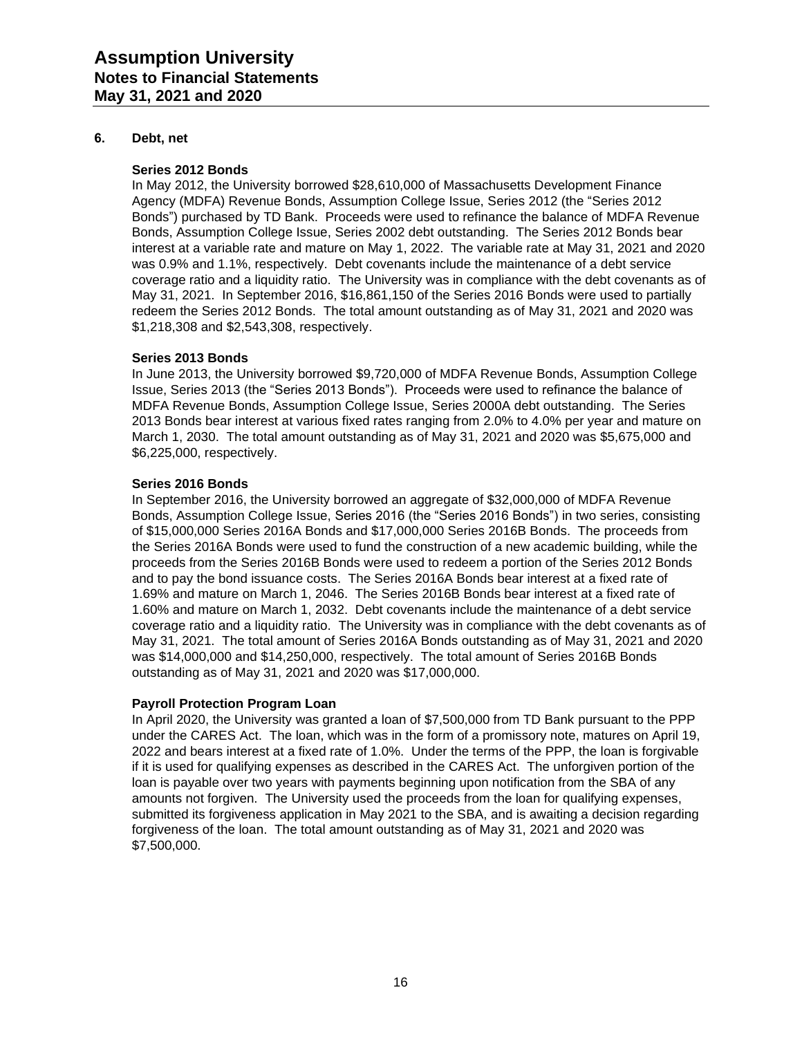## 6. Debt, net

### Series 2012 Bonds

In May 2012, the University borrowed $28,610,000 of Massachusetts Development Finance Agency (MDFA) Revenue Bonds, Assumption College Issue, Series 2012 (the "Series 2012 Bonds") purchased by TD Bank. Proceeds were used to refinance the balance of MDFA Revenue Bonds, Assumption College Issue, Series 2002 debt outstanding. The Series 2012 Bonds bear interest at a variable rate and mature on May 1, 2022. The variable rate at May 31, 2021 and 2020 was 0.9% and 1.1%, respectively. Debt covenants include the maintenance of a debt service coverage ratio and a liquidity ratio. The University was in compliance with the debt covenants as of May 31, 2021. In September 2016, $16,861,150 of the Series 2016 Bonds were used to partially redeem the Series 2012 Bonds. The total amount outstanding as of May 31, 2021 and 2020 was $1,218,308 and $2,543,308, respectively.

### Series 2013 Bonds

In June 2013, the University borrowed $9,720,000 of MDFA Revenue Bonds, Assumption College Issue, Series 2013 (the "Series 2013 Bonds"). Proceeds were used to refinance the balance of MDFA Revenue Bonds, Assumption College Issue, Series 2000A debt outstanding. The Series 2013 Bonds bear interest at various fixed rates ranging from 2.0% to 4.0% per year and mature on March 1, 2030. The total amount outstanding as of May 31, 2021 and 2020 was $5,675,000 and $6,225,000, respectively.

### Series 2016 Bonds

In September 2016, the University borrowed an aggregate of $32,000,000 of MDFA Revenue Bonds, Assumption College Issue, Series 2016 (the "Series 2016 Bonds") in two series, consisting of $15,000,000 Series 2016A Bonds and $17,000,000 Series 2016B Bonds. The proceeds from the Series 2016A Bonds were used to fund the construction of a new academic building, while the proceeds from the Series 2016B Bonds were used to redeem a portion of the Series 2012 Bonds and to pay the bond issuance costs. The Series 2016A Bonds bear interest at a fixed rate of 1.69% and mature on March 1, 2046. The Series 2016B Bonds bear interest at a fixed rate of 1.60% and mature on March 1, 2032. Debt covenants include the maintenance of a debt service coverage ratio and a liquidity ratio. The University was in compliance with the debt covenants as of May 31, 2021. The total amount of Series 2016A Bonds outstanding as of May 31, 2021 and 2020 was $14,000,000 and $14,250,000, respectively. The total amount of Series 2016B Bonds outstanding as of May 31, 2021 and 2020 was $17,000,000.

### Payroll Protection Program Loan

In April 2020, the University was granted a loan of $7,500,000 from TD Bank pursuant to the PPP under the CARES Act. The loan, which was in the form of a promissory note, matures on April 19, 2022 and bears interest at a fixed rate of 1.0%. Under the terms of the PPP, the loan is forgivable if it is used for qualifying expenses as described in the CARES Act. The unforgiven portion of the loan is payable over two years with payments beginning upon notification from the SBA of any amounts not forgiven. The University used the proceeds from the loan for qualifying expenses, submitted its forgiveness application in May 2021 to the SBA, and is awaiting a decision regarding forgiveness of the loan. The total amount outstanding as of May 31, 2021 and 2020 was $7,500,000.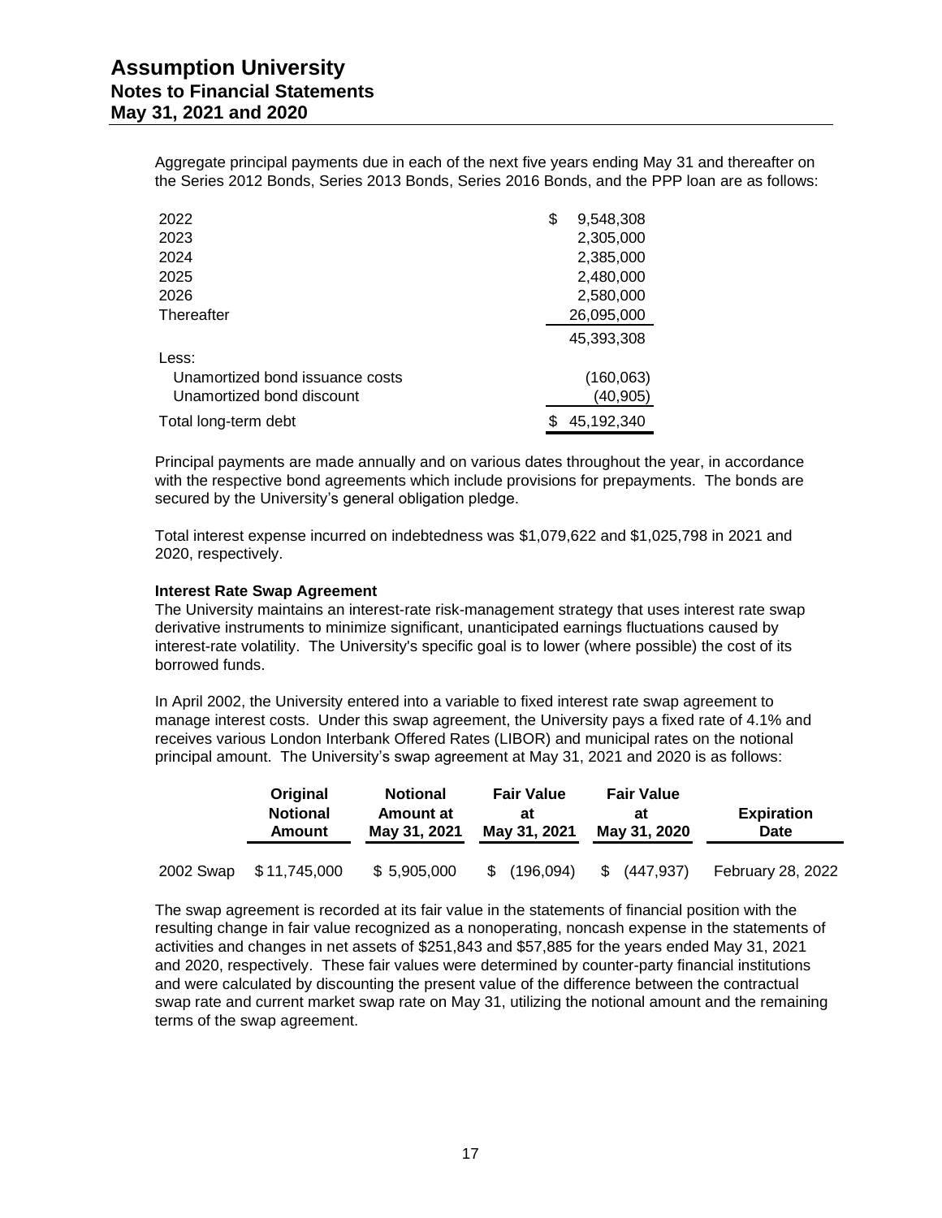# Assumption University
## Notes to Financial Statements
## May 31, 2021 and 2020

Aggregate principal payments due in each of the next five years ending May 31 and thereafter on the Series 2012 Bonds, Series 2013 Bonds, Series 2016 Bonds, and the PPP loan are as follows:

| | |
|---|---|
| 2022 | $ 9,548,308 |
| 2023 | 2,305,000 |
| 2024 | 2,385,000 |
| 2025 | 2,480,000 |
| 2026 | 2,580,000 |
| Thereafter | 26,095,000 |
| | 45,393,308 |
| Less: | |
| Unamortized bond issuance costs | (160,063) |
| Unamortized bond discount | (40,905) |
| Total long-term debt | $ 45,192,340 |

Principal payments are made annually and on various dates throughout the year, in accordance with the respective bond agreements which include provisions for prepayments. The bonds are secured by the University's general obligation pledge.

Total interest expense incurred on indebtedness was $1,079,622 and $1,025,798 in 2021 and 2020, respectively.

**Interest Rate Swap Agreement**

The University maintains an interest-rate risk-management strategy that uses interest rate swap derivative instruments to minimize significant, unanticipated earnings fluctuations caused by interest-rate volatility. The University's specific goal is to lower (where possible) the cost of its borrowed funds.

In April 2002, the University entered into a variable to fixed interest rate swap agreement to manage interest costs. Under this swap agreement, the University pays a fixed rate of 4.1% and receives various London Interbank Offered Rates (LIBOR) and municipal rates on the notional principal amount. The University's swap agreement at May 31, 2021 and 2020 is as follows:

| | Original Notional Amount | Notional Amount at May 31, 2021 | Fair Value at May 31, 2021 | Fair Value at May 31, 2020 | Expiration Date |
|---|---|---|---|---|---|
| 2002 Swap | $ 11,745,000 | $ 5,905,000 | $ (196,094) | $ (447,937) | February 28, 2022 |

The swap agreement is recorded at its fair value in the statements of financial position with the resulting change in fair value recognized as a nonoperating, noncash expense in the statements of activities and changes in net assets of $251,843 and $57,885 for the years ended May 31, 2021 and 2020, respectively. These fair values were determined by counter-party financial institutions and were calculated by discounting the present value of the difference between the contractual swap rate and current market swap rate on May 31, utilizing the notional amount and the remaining terms of the swap agreement.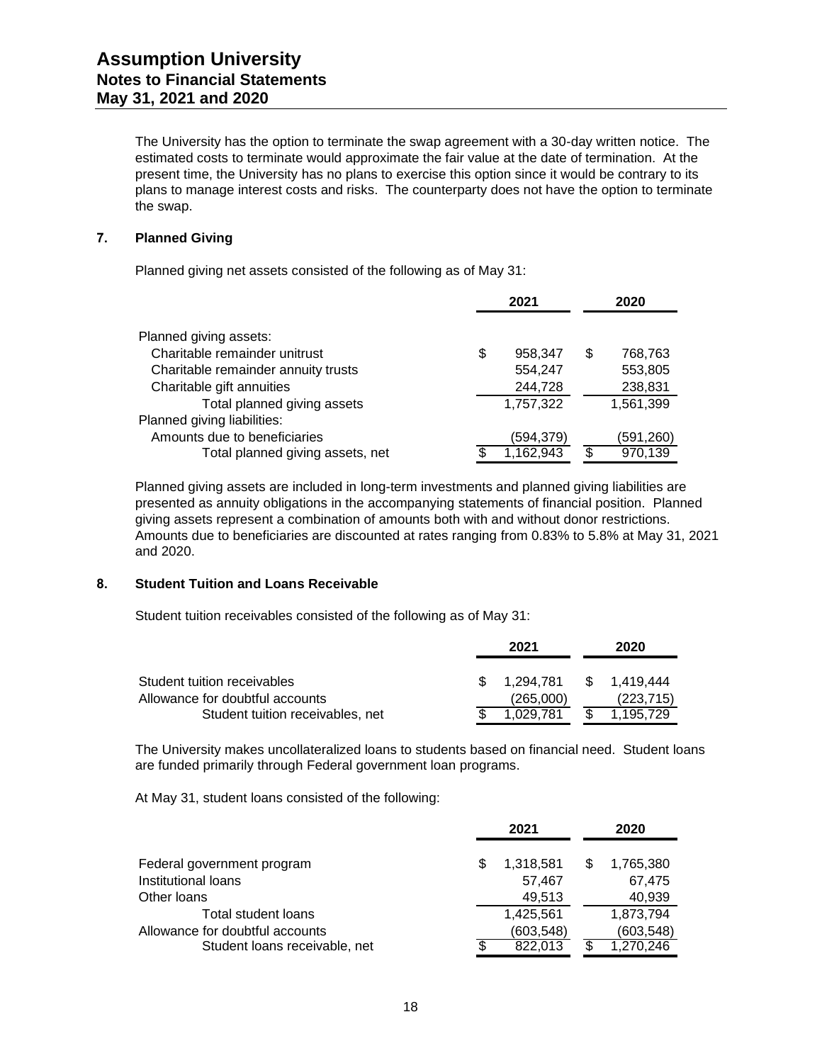The University has the option to terminate the swap agreement with a 30-day written notice. The estimated costs to terminate would approximate the fair value at the date of termination. At the present time, the University has no plans to exercise this option since it would be contrary to its plans to manage interest costs and risks. The counterparty does not have the option to terminate the swap.

## 7. Planned Giving

Planned giving net assets consisted of the following as of May 31:

| | 2021 | 2020 |
|---|---|---|
| Planned giving assets: | | |
| Charitable remainder unitrust | $ 958,347 | $ 768,763 |
| Charitable remainder annuity trusts | 554,247 | 553,805 |
| Charitable gift annuities | 244,728 | 238,831 |
| Total planned giving assets | 1,757,322 | 1,561,399 |
| Planned giving liabilities: | | |
| Amounts due to beneficiaries | (594,379) | (591,260) |
| Total planned giving assets, net | $ 1,162,943 | $ 970,139 |

Planned giving assets are included in long-term investments and planned giving liabilities are presented as annuity obligations in the accompanying statements of financial position. Planned giving assets represent a combination of amounts both with and without donor restrictions. Amounts due to beneficiaries are discounted at rates ranging from 0.83% to 5.8% at May 31, 2021 and 2020.

## 8. Student Tuition and Loans Receivable

Student tuition receivables consisted of the following as of May 31:

| | 2021 | 2020 |
|---|---|---|
| Student tuition receivables | $ 1,294,781 | $ 1,419,444 |
| Allowance for doubtful accounts | (265,000) | (223,715) |
| Student tuition receivables, net | $ 1,029,781 | $ 1,195,729 |

The University makes uncollateralized loans to students based on financial need. Student loans are funded primarily through Federal government loan programs.

At May 31, student loans consisted of the following:

| | 2021 | 2020 |
|---|---|---|
| Federal government program | $ 1,318,581 | $ 1,765,380 |
| Institutional loans | 57,467 | 67,475 |
| Other loans | 49,513 | 40,939 |
| Total student loans | 1,425,561 | 1,873,794 |
| Allowance for doubtful accounts | (603,548) | (603,548) |
| Student loans receivable, net | $ 822,013 | $ 1,270,246 |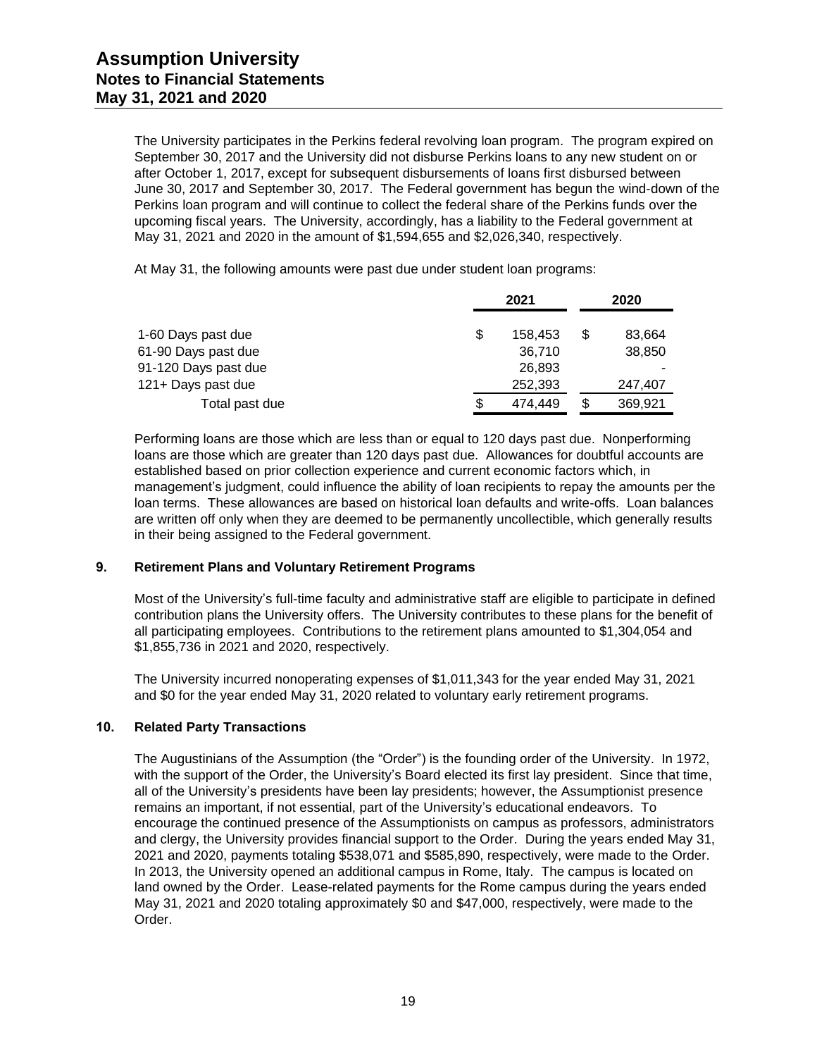The University participates in the Perkins federal revolving loan program. The program expired on September 30, 2017 and the University did not disburse Perkins loans to any new student on or after October 1, 2017, except for subsequent disbursements of loans first disbursed between June 30, 2017 and September 30, 2017. The Federal government has begun the wind-down of the Perkins loan program and will continue to collect the federal share of the Perkins funds over the upcoming fiscal years. The University, accordingly, has a liability to the Federal government at May 31, 2021 and 2020 in the amount of $1,594,655 and $2,026,340, respectively.

At May 31, the following amounts were past due under student loan programs:

| | 2021 | 2020 |
|---|---|---|
| 1-60 Days past due | $ 158,453 | $ 83,664 |
| 61-90 Days past due | 36,710 | 38,850 |
| 91-120 Days past due | 26,893 | - |
| 121+ Days past due | 252,393 | 247,407 |
| Total past due | $ 474,449 | $ 369,921 |

Performing loans are those which are less than or equal to 120 days past due. Nonperforming loans are those which are greater than 120 days past due. Allowances for doubtful accounts are established based on prior collection experience and current economic factors which, in management's judgment, could influence the ability of loan recipients to repay the amounts per the loan terms. These allowances are based on historical loan defaults and write-offs. Loan balances are written off only when they are deemed to be permanently uncollectible, which generally results in their being assigned to the Federal government.

## 9. Retirement Plans and Voluntary Retirement Programs

Most of the University's full-time faculty and administrative staff are eligible to participate in defined contribution plans the University offers. The University contributes to these plans for the benefit of all participating employees. Contributions to the retirement plans amounted to $1,304,054 and $1,855,736 in 2021 and 2020, respectively.

The University incurred nonoperating expenses of $1,011,343 for the year ended May 31, 2021 and $0 for the year ended May 31, 2020 related to voluntary early retirement programs.

## 10. Related Party Transactions

The Augustinians of the Assumption (the "Order") is the founding order of the University. In 1972, with the support of the Order, the University's Board elected its first lay president. Since that time, all of the University's presidents have been lay presidents; however, the Assumptionist presence remains an important, if not essential, part of the University's educational endeavors. To encourage the continued presence of the Assumptionists on campus as professors, administrators and clergy, the University provides financial support to the Order. During the years ended May 31, 2021 and 2020, payments totaling $538,071 and $585,890, respectively, were made to the Order. In 2013, the University opened an additional campus in Rome, Italy. The campus is located on land owned by the Order. Lease-related payments for the Rome campus during the years ended May 31, 2021 and 2020 totaling approximately $0 and $47,000, respectively, were made to the Order.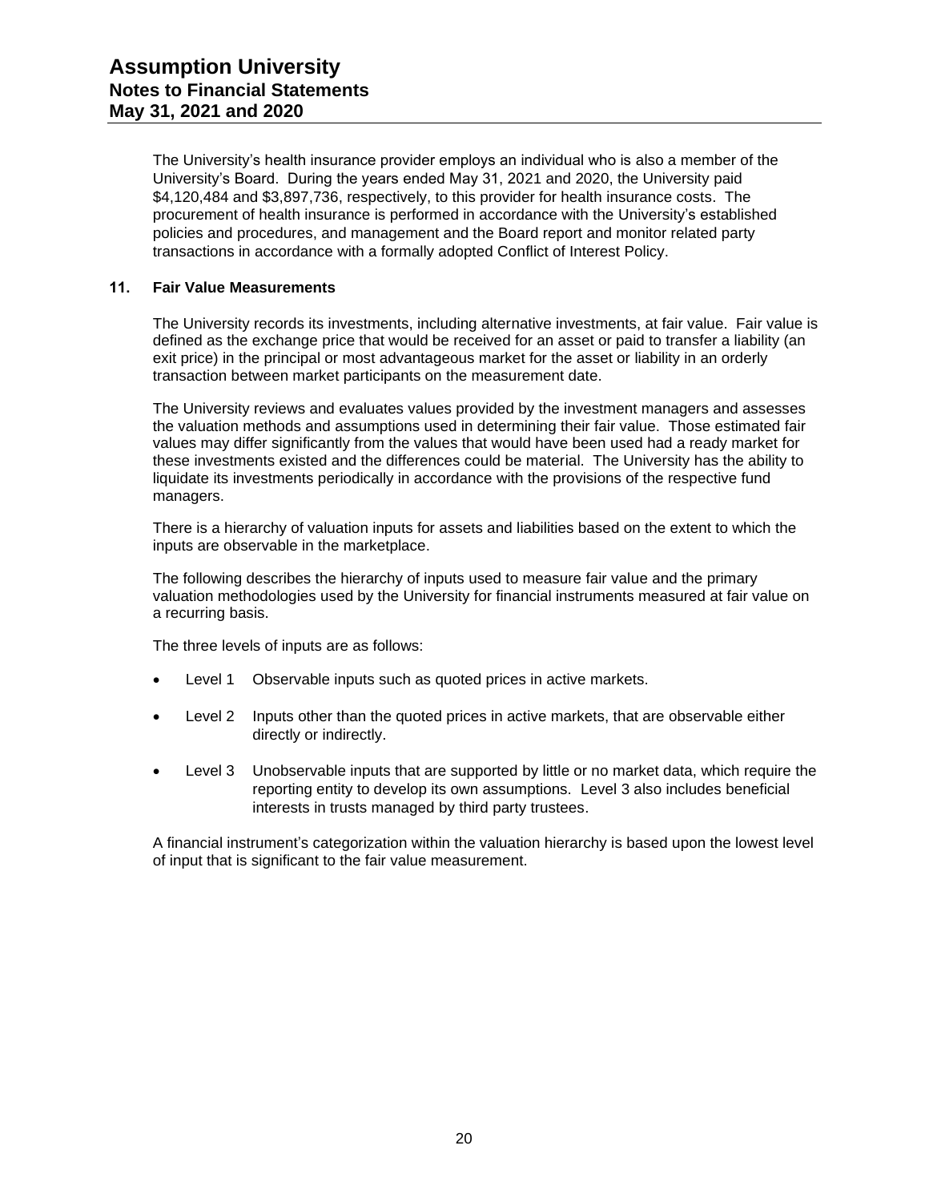The University's health insurance provider employs an individual who is also a member of the University's Board. During the years ended May 31, 2021 and 2020, the University paid $4,120,484 and $3,897,736, respectively, to this provider for health insurance costs. The procurement of health insurance is performed in accordance with the University's established policies and procedures, and management and the Board report and monitor related party transactions in accordance with a formally adopted Conflict of Interest Policy.

## 11. Fair Value Measurements

The University records its investments, including alternative investments, at fair value. Fair value is defined as the exchange price that would be received for an asset or paid to transfer a liability (an exit price) in the principal or most advantageous market for the asset or liability in an orderly transaction between market participants on the measurement date.

The University reviews and evaluates values provided by the investment managers and assesses the valuation methods and assumptions used in determining their fair value. Those estimated fair values may differ significantly from the values that would have been used had a ready market for these investments existed and the differences could be material. The University has the ability to liquidate its investments periodically in accordance with the provisions of the respective fund managers.

There is a hierarchy of valuation inputs for assets and liabilities based on the extent to which the inputs are observable in the marketplace.

The following describes the hierarchy of inputs used to measure fair value and the primary valuation methodologies used by the University for financial instruments measured at fair value on a recurring basis.

The three levels of inputs are as follows:

- Level 1 Observable inputs such as quoted prices in active markets.
- Level 2 Inputs other than the quoted prices in active markets, that are observable either directly or indirectly.
- Level 3 Unobservable inputs that are supported by little or no market data, which require the reporting entity to develop its own assumptions. Level 3 also includes beneficial interests in trusts managed by third party trustees.

A financial instrument's categorization within the valuation hierarchy is based upon the lowest level of input that is significant to the fair value measurement.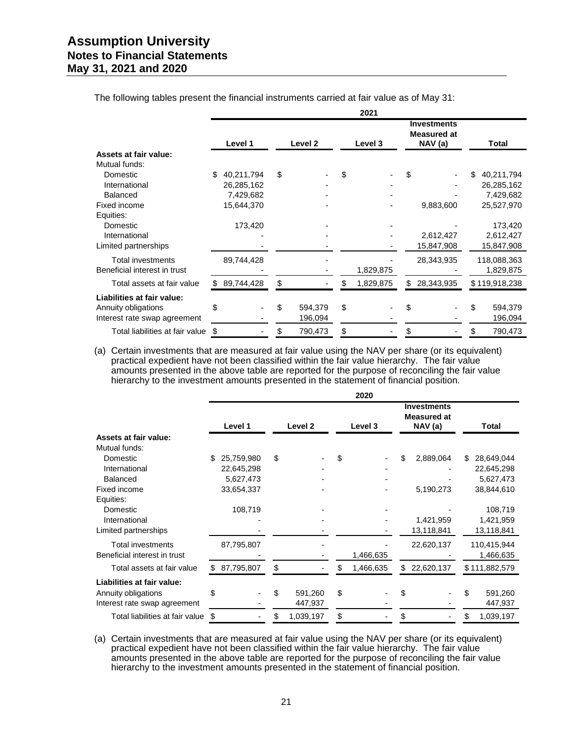The following tables present the financial instruments carried at fair value as of May 31:

| | 2021 | | | | |
|---|---|---|---|---|---|
| | Level 1 | Level 2 | Level 3 | Investments Measured at NAV (a) | Total |
| **Assets at fair value:** | | | | | |
| Mutual funds: | | | | | |
| Domestic | $ 40,211,794 | $ - | $ - | $ - | $ 40,211,794 |
| International | 26,285,162 | - | - | - | 26,285,162 |
| Balanced | 7,429,682 | - | - | - | 7,429,682 |
| Fixed income | 15,644,370 | - | - | 9,883,600 | 25,527,970 |
| Equities: | | | | | |
| Domestic | 173,420 | - | - | - | 173,420 |
| International | - | - | - | 2,612,427 | 2,612,427 |
| Limited partnerships | - | - | - | 15,847,908 | 15,847,908 |
| Total investments | 89,744,428 | - | - | 28,343,935 | 118,088,363 |
| Beneficial interest in trust | - | - | 1,829,875 | - | 1,829,875 |
| Total assets at fair value | $ 89,744,428 | $ - | $ 1,829,875 | $ 28,343,935 | $ 119,918,238 |
| **Liabilities at fair value:** | | | | | |
| Annuity obligations | $ - | $ 594,379 | $ - | $ - | $ 594,379 |
| Interest rate swap agreement | - | 196,094 | - | - | 196,094 |
| Total liabilities at fair value | $ - | $ 790,473 | $ - | $ - | $ 790,473 |

(a) Certain investments that are measured at fair value using the NAV per share (or its equivalent) practical expedient have not been classified within the fair value hierarchy. The fair value amounts presented in the above table are reported for the purpose of reconciling the fair value hierarchy to the investment amounts presented in the statement of financial position.

| | 2020 | | | | |
|---|---|---|---|---|---|
| | Level 1 | Level 2 | Level 3 | Investments Measured at NAV (a) | Total |
| **Assets at fair value:** | | | | | |
| Mutual funds: | | | | | |
| Domestic | $ 25,759,980 | $ - | $ - | $ 2,889,064 | $ 28,649,044 |
| International | 22,645,298 | - | - | - | 22,645,298 |
| Balanced | 5,627,473 | - | - | - | 5,627,473 |
| Fixed income | 33,654,337 | - | - | 5,190,273 | 38,844,610 |
| Equities: | | | | | |
| Domestic | 108,719 | - | - | - | 108,719 |
| International | - | - | - | 1,421,959 | 1,421,959 |
| Limited partnerships | - | - | - | 13,118,841 | 13,118,841 |
| Total investments | 87,795,807 | - | - | 22,620,137 | 110,415,944 |
| Beneficial interest in trust | - | - | 1,466,635 | - | 1,466,635 |
| Total assets at fair value | $ 87,795,807 | $ - | $ 1,466,635 | $ 22,620,137 | $ 111,882,579 |
| **Liabilities at fair value:** | | | | | |
| Annuity obligations | $ - | $ 591,260 | $ - | $ - | $ 591,260 |
| Interest rate swap agreement | - | 447,937 | - | - | 447,937 |
| Total liabilities at fair value | $ - | $ 1,039,197 | $ - | $ - | $ 1,039,197 |

(a) Certain investments that are measured at fair value using the NAV per share (or its equivalent) practical expedient have not been classified within the fair value hierarchy. The fair value amounts presented in the above table are reported for the purpose of reconciling the fair value hierarchy to the investment amounts presented in the statement of financial position.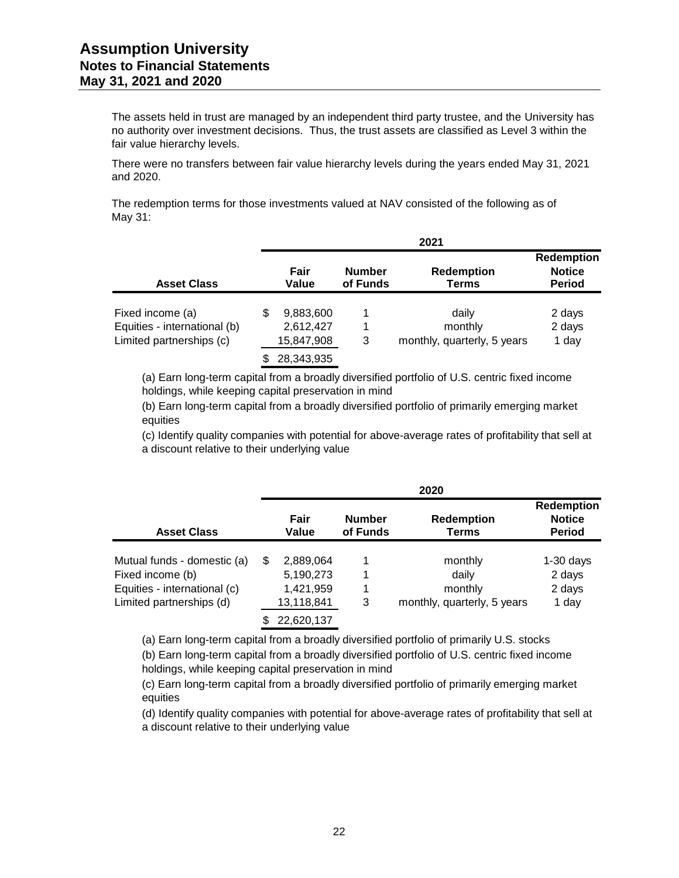# Assumption University
## Notes to Financial Statements
## May 31, 2021 and 2020

The assets held in trust are managed by an independent third party trustee, and the University has no authority over investment decisions. Thus, the trust assets are classified as Level 3 within the fair value hierarchy levels.

There were no transfers between fair value hierarchy levels during the years ended May 31, 2021 and 2020.

The redemption terms for those investments valued at NAV consisted of the following as of May 31:

| | 2021 | | | |
|---|---|---|---|---|
| **Asset Class** | **Fair Value** | **Number of Funds** | **Redemption Terms** | **Redemption Notice Period** |
| Fixed income (a) | $ 9,883,600 | 1 | daily | 2 days |
| Equities - international (b) | 2,612,427 | 1 | monthly | 2 days |
| Limited partnerships (c) | 15,847,908 | 3 | monthly, quarterly, 5 years | 1 day |
| | $ 28,343,935 | | | |

(a) Earn long-term capital from a broadly diversified portfolio of U.S. centric fixed income holdings, while keeping capital preservation in mind

(b) Earn long-term capital from a broadly diversified portfolio of primarily emerging market equities

(c) Identify quality companies with potential for above-average rates of profitability that sell at a discount relative to their underlying value

| | 2020 | | | |
|---|---|---|---|---|
| **Asset Class** | **Fair Value** | **Number of Funds** | **Redemption Terms** | **Redemption Notice Period** |
| Mutual funds - domestic (a) | $ 2,889,064 | 1 | monthly | 1-30 days |
| Fixed income (b) | 5,190,273 | 1 | daily | 2 days |
| Equities - international (c) | 1,421,959 | 1 | monthly | 2 days |
| Limited partnerships (d) | 13,118,841 | 3 | monthly, quarterly, 5 years | 1 day |
| | $ 22,620,137 | | | |

(a) Earn long-term capital from a broadly diversified portfolio of primarily U.S. stocks

(b) Earn long-term capital from a broadly diversified portfolio of U.S. centric fixed income holdings, while keeping capital preservation in mind

(c) Earn long-term capital from a broadly diversified portfolio of primarily emerging market equities

(d) Identify quality companies with potential for above-average rates of profitability that sell at a discount relative to their underlying value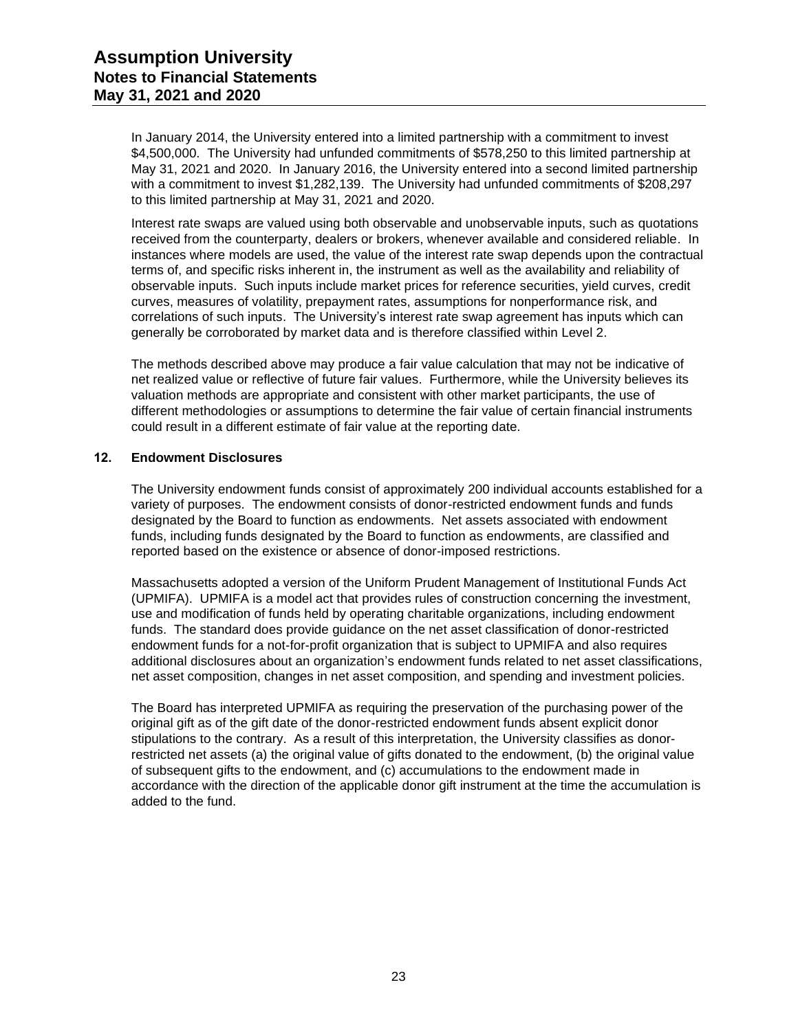In January 2014, the University entered into a limited partnership with a commitment to invest $4,500,000. The University had unfunded commitments of $578,250 to this limited partnership at May 31, 2021 and 2020. In January 2016, the University entered into a second limited partnership with a commitment to invest $1,282,139. The University had unfunded commitments of $208,297 to this limited partnership at May 31, 2021 and 2020.

Interest rate swaps are valued using both observable and unobservable inputs, such as quotations received from the counterparty, dealers or brokers, whenever available and considered reliable. In instances where models are used, the value of the interest rate swap depends upon the contractual terms of, and specific risks inherent in, the instrument as well as the availability and reliability of observable inputs. Such inputs include market prices for reference securities, yield curves, credit curves, measures of volatility, prepayment rates, assumptions for nonperformance risk, and correlations of such inputs. The University's interest rate swap agreement has inputs which can generally be corroborated by market data and is therefore classified within Level 2.

The methods described above may produce a fair value calculation that may not be indicative of net realized value or reflective of future fair values. Furthermore, while the University believes its valuation methods are appropriate and consistent with other market participants, the use of different methodologies or assumptions to determine the fair value of certain financial instruments could result in a different estimate of fair value at the reporting date.

## 12. Endowment Disclosures

The University endowment funds consist of approximately 200 individual accounts established for a variety of purposes. The endowment consists of donor-restricted endowment funds and funds designated by the Board to function as endowments. Net assets associated with endowment funds, including funds designated by the Board to function as endowments, are classified and reported based on the existence or absence of donor-imposed restrictions.

Massachusetts adopted a version of the Uniform Prudent Management of Institutional Funds Act (UPMIFA). UPMIFA is a model act that provides rules of construction concerning the investment, use and modification of funds held by operating charitable organizations, including endowment funds. The standard does provide guidance on the net asset classification of donor-restricted endowment funds for a not-for-profit organization that is subject to UPMIFA and also requires additional disclosures about an organization's endowment funds related to net asset classifications, net asset composition, changes in net asset composition, and spending and investment policies.

The Board has interpreted UPMIFA as requiring the preservation of the purchasing power of the original gift as of the gift date of the donor-restricted endowment funds absent explicit donor stipulations to the contrary. As a result of this interpretation, the University classifies as donor-restricted net assets (a) the original value of gifts donated to the endowment, (b) the original value of subsequent gifts to the endowment, and (c) accumulations to the endowment made in accordance with the direction of the applicable donor gift instrument at the time the accumulation is added to the fund.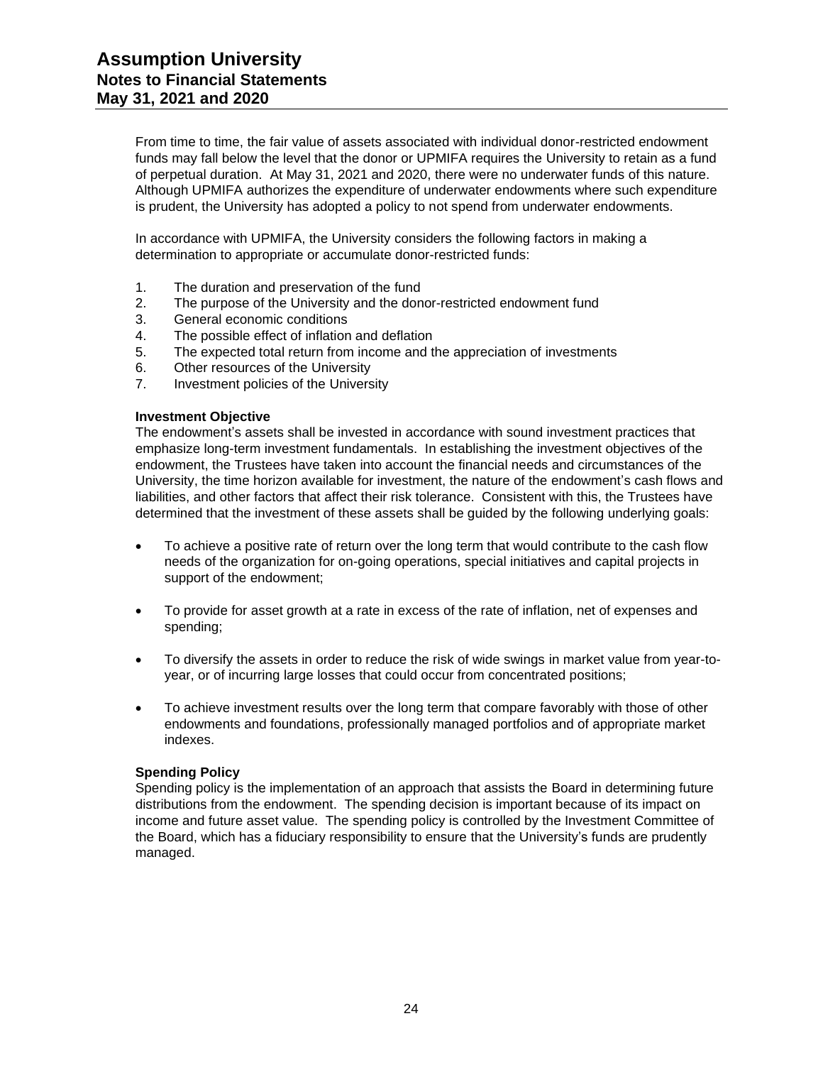From time to time, the fair value of assets associated with individual donor-restricted endowment funds may fall below the level that the donor or UPMIFA requires the University to retain as a fund of perpetual duration. At May 31, 2021 and 2020, there were no underwater funds of this nature. Although UPMIFA authorizes the expenditure of underwater endowments where such expenditure is prudent, the University has adopted a policy to not spend from underwater endowments.

In accordance with UPMIFA, the University considers the following factors in making a determination to appropriate or accumulate donor-restricted funds:

1. The duration and preservation of the fund
2. The purpose of the University and the donor-restricted endowment fund
3. General economic conditions
4. The possible effect of inflation and deflation
5. The expected total return from income and the appreciation of investments
6. Other resources of the University
7. Investment policies of the University

**Investment Objective**

The endowment's assets shall be invested in accordance with sound investment practices that emphasize long-term investment fundamentals. In establishing the investment objectives of the endowment, the Trustees have taken into account the financial needs and circumstances of the University, the time horizon available for investment, the nature of the endowment's cash flows and liabilities, and other factors that affect their risk tolerance. Consistent with this, the Trustees have determined that the investment of these assets shall be guided by the following underlying goals:

- To achieve a positive rate of return over the long term that would contribute to the cash flow needs of the organization for on-going operations, special initiatives and capital projects in support of the endowment;
- To provide for asset growth at a rate in excess of the rate of inflation, net of expenses and spending;
- To diversify the assets in order to reduce the risk of wide swings in market value from year-to-year, or of incurring large losses that could occur from concentrated positions;
- To achieve investment results over the long term that compare favorably with those of other endowments and foundations, professionally managed portfolios and of appropriate market indexes.

**Spending Policy**

Spending policy is the implementation of an approach that assists the Board in determining future distributions from the endowment. The spending decision is important because of its impact on income and future asset value. The spending policy is controlled by the Investment Committee of the Board, which has a fiduciary responsibility to ensure that the University's funds are prudently managed.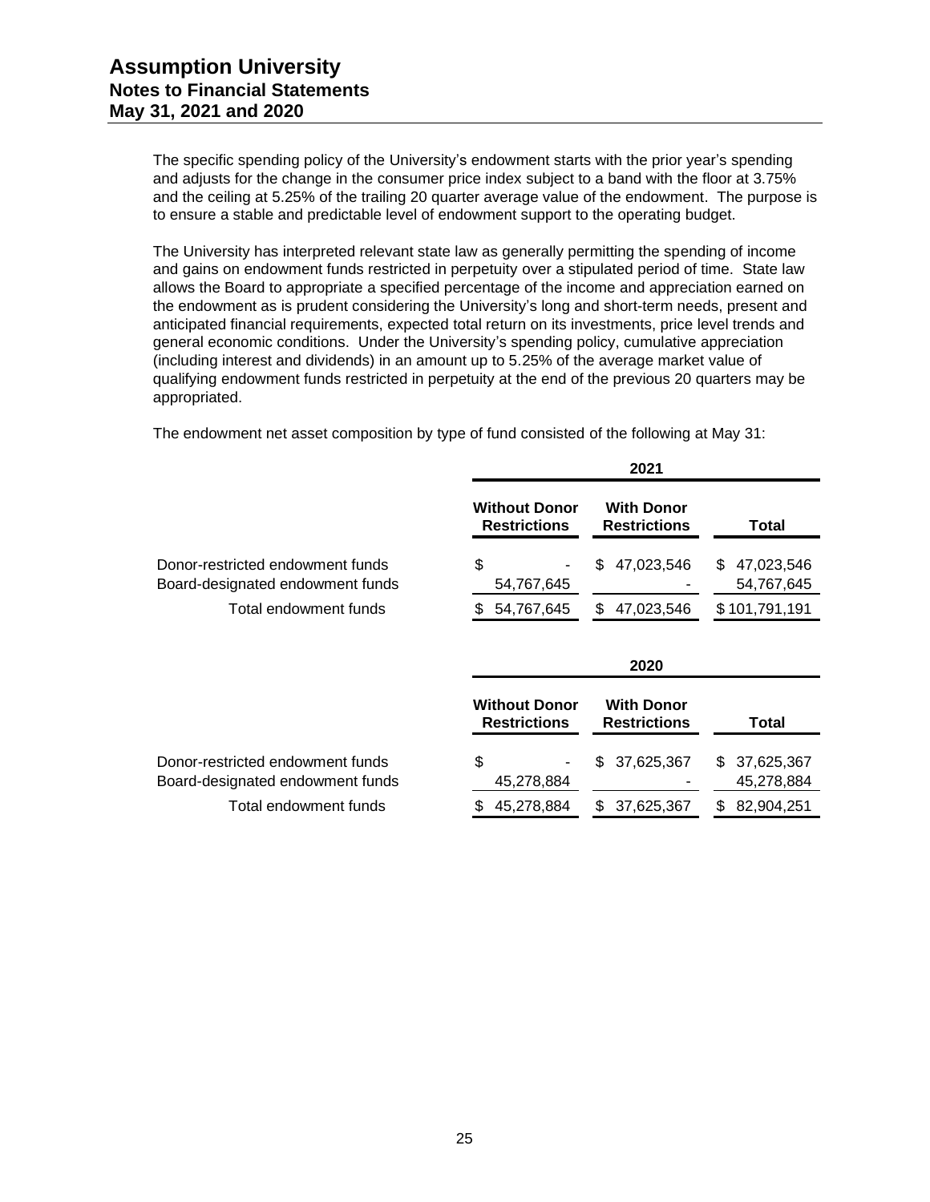The specific spending policy of the University's endowment starts with the prior year's spending and adjusts for the change in the consumer price index subject to a band with the floor at 3.75% and the ceiling at 5.25% of the trailing 20 quarter average value of the endowment. The purpose is to ensure a stable and predictable level of endowment support to the operating budget.

The University has interpreted relevant state law as generally permitting the spending of income and gains on endowment funds restricted in perpetuity over a stipulated period of time. State law allows the Board to appropriate a specified percentage of the income and appreciation earned on the endowment as is prudent considering the University's long and short-term needs, present and anticipated financial requirements, expected total return on its investments, price level trends and general economic conditions. Under the University's spending policy, cumulative appreciation (including interest and dividends) in an amount up to 5.25% of the average market value of qualifying endowment funds restricted in perpetuity at the end of the previous 20 quarters may be appropriated.

The endowment net asset composition by type of fund consisted of the following at May 31:

| | 2021 | | |
|---|---|---|---|
| | **Without Donor Restrictions** | **With Donor Restrictions** | **Total** |
| Donor-restricted endowment funds | $ - | $ 47,023,546 | $ 47,023,546 |
| Board-designated endowment funds | 54,767,645 | - | 54,767,645 |
| Total endowment funds | $ 54,767,645 | $ 47,023,546 | $ 101,791,191 |

| | 2020 | | |
|---|---|---|---|
| | **Without Donor Restrictions** | **With Donor Restrictions** | **Total** |
| Donor-restricted endowment funds | $ - | $ 37,625,367 | $ 37,625,367 |
| Board-designated endowment funds | 45,278,884 | - | 45,278,884 |
| Total endowment funds | $ 45,278,884 | $ 37,625,367 | $ 82,904,251 |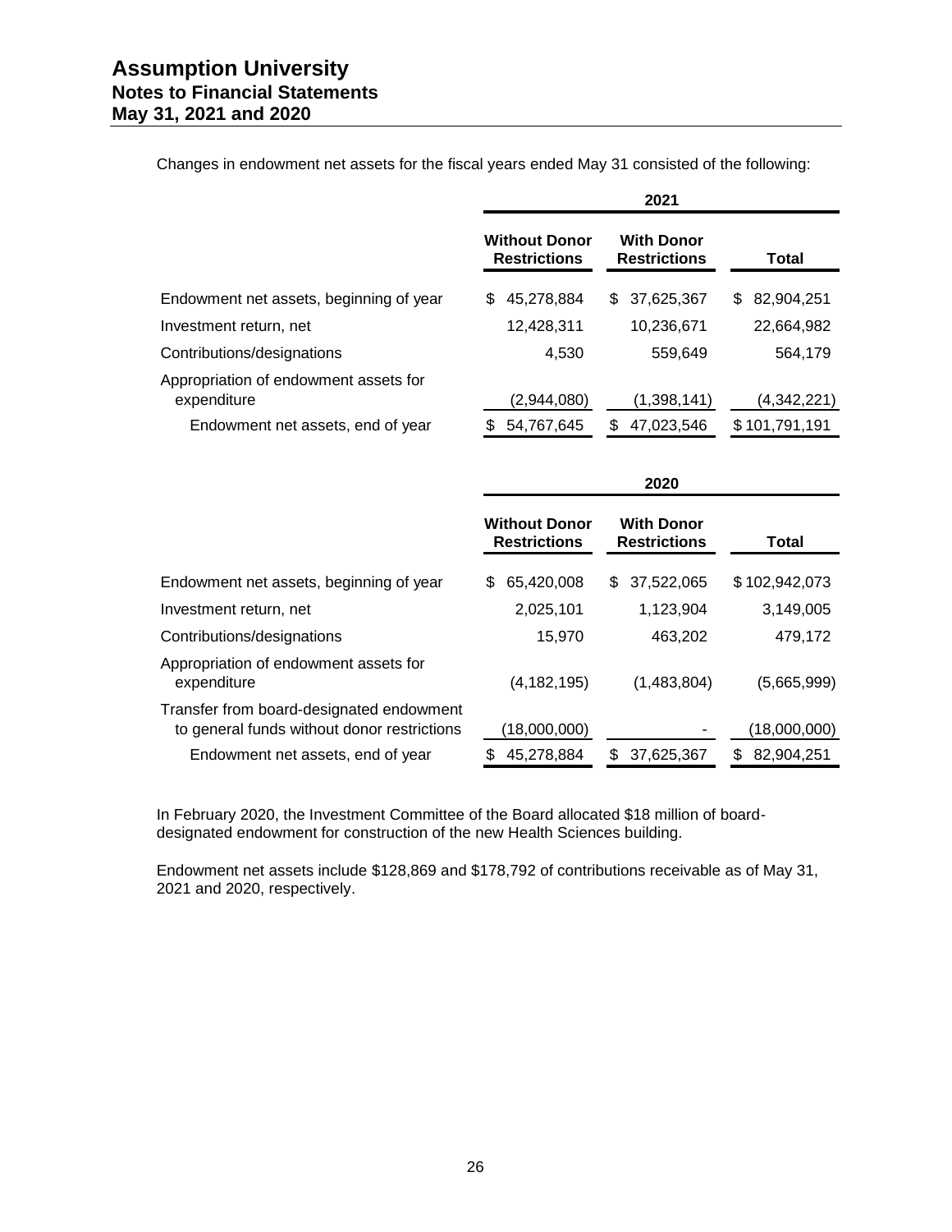Changes in endowment net assets for the fiscal years ended May 31 consisted of the following:

| | 2021 | | |
|---|---|---|---|
| | Without Donor Restrictions | With Donor Restrictions | Total |
| Endowment net assets, beginning of year | $ 45,278,884 | $ 37,625,367 | $ 82,904,251 |
| Investment return, net | 12,428,311 | 10,236,671 | 22,664,982 |
| Contributions/designations | 4,530 | 559,649 | 564,179 |
| Appropriation of endowment assets for expenditure | (2,944,080) | (1,398,141) | (4,342,221) |
| Endowment net assets, end of year | $ 54,767,645 | $ 47,023,546 | $ 101,791,191 |

| | 2020 | | |
|---|---|---|---|
| | Without Donor Restrictions | With Donor Restrictions | Total |
| Endowment net assets, beginning of year | $ 65,420,008 | $ 37,522,065 | $ 102,942,073 |
| Investment return, net | 2,025,101 | 1,123,904 | 3,149,005 |
| Contributions/designations | 15,970 | 463,202 | 479,172 |
| Appropriation of endowment assets for expenditure | (4,182,195) | (1,483,804) | (5,665,999) |
| Transfer from board-designated endowment to general funds without donor restrictions | (18,000,000) | - | (18,000,000) |
| Endowment net assets, end of year | $ 45,278,884 | $ 37,625,367 | $ 82,904,251 |

In February 2020, the Investment Committee of the Board allocated $18 million of board-designated endowment for construction of the new Health Sciences building.

Endowment net assets include $128,869 and $178,792 of contributions receivable as of May 31, 2021 and 2020, respectively.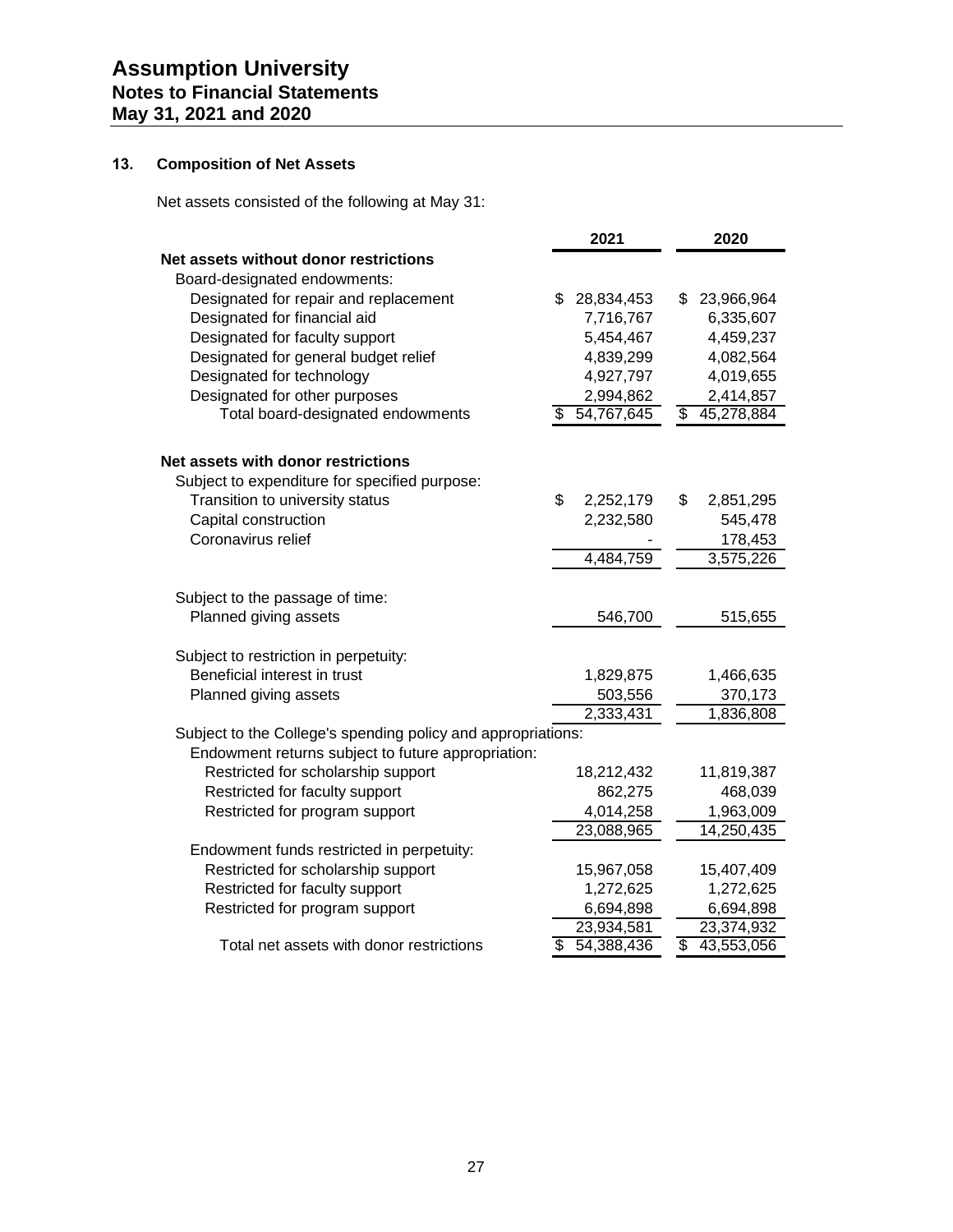# Assumption University
## Notes to Financial Statements
## May 31, 2021 and 2020

### 13. Composition of Net Assets

Net assets consisted of the following at May 31:

| | 2021 | 2020 |
|---|---|---|
| **Net assets without donor restrictions** | | |
| Board-designated endowments: | | |
| Designated for repair and replacement | $ 28,834,453 | $ 23,966,964 |
| Designated for financial aid | 7,716,767 | 6,335,607 |
| Designated for faculty support | 5,454,467 | 4,459,237 |
| Designated for general budget relief | 4,839,299 | 4,082,564 |
| Designated for technology | 4,927,797 | 4,019,655 |
| Designated for other purposes | 2,994,862 | 2,414,857 |
| Total board-designated endowments | $ 54,767,645 | $ 45,278,884 |
| | | |
| **Net assets with donor restrictions** | | |
| Subject to expenditure for specified purpose: | | |
| Transition to university status | $ 2,252,179 | $ 2,851,295 |
| Capital construction | 2,232,580 | 545,478 |
| Coronavirus relief | - | 178,453 |
| | 4,484,759 | 3,575,226 |
| | | |
| Subject to the passage of time: | | |
| Planned giving assets | 546,700 | 515,655 |
| | | |
| Subject to restriction in perpetuity: | | |
| Beneficial interest in trust | 1,829,875 | 1,466,635 |
| Planned giving assets | 503,556 | 370,173 |
| | 2,333,431 | 1,836,808 |
| Subject to the College's spending policy and appropriations: | | |
| Endowment returns subject to future appropriation: | | |
| Restricted for scholarship support | 18,212,432 | 11,819,387 |
| Restricted for faculty support | 862,275 | 468,039 |
| Restricted for program support | 4,014,258 | 1,963,009 |
| | 23,088,965 | 14,250,435 |
| Endowment funds restricted in perpetuity: | | |
| Restricted for scholarship support | 15,967,058 | 15,407,409 |
| Restricted for faculty support | 1,272,625 | 1,272,625 |
| Restricted for program support | 6,694,898 | 6,694,898 |
| | 23,934,581 | 23,374,932 |
| Total net assets with donor restrictions | $ 54,388,436 | $ 43,553,056 |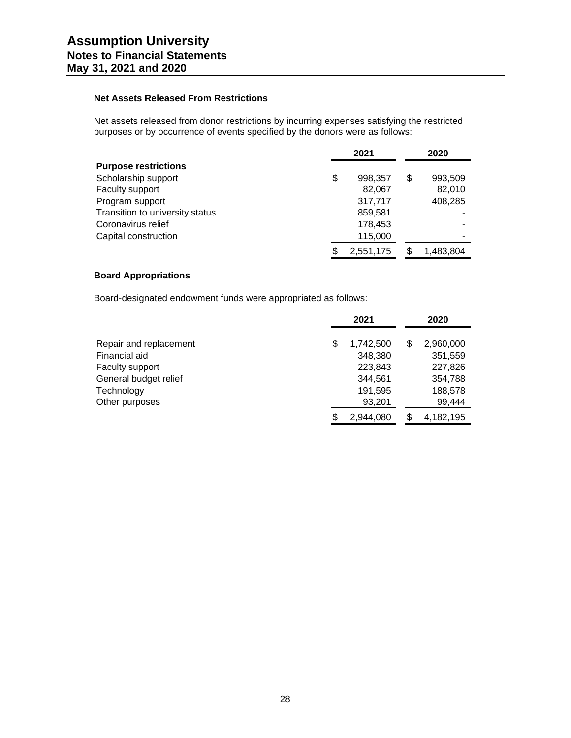### Net Assets Released From Restrictions

Net assets released from donor restrictions by incurring expenses satisfying the restricted purposes or by occurrence of events specified by the donors were as follows:

| | 2021 | 2020 |
|---|---|---|
| **Purpose restrictions** | | |
| Scholarship support | $ 998,357 | $ 993,509 |
| Faculty support | 82,067 | 82,010 |
| Program support | 317,717 | 408,285 |
| Transition to university status | 859,581 | - |
| Coronavirus relief | 178,453 | - |
| Capital construction | 115,000 | - |
| | $ 2,551,175 | $ 1,483,804 |

### Board Appropriations

Board-designated endowment funds were appropriated as follows:

| | 2021 | 2020 |
|---|---|---|
| Repair and replacement | $ 1,742,500 | $ 2,960,000 |
| Financial aid | 348,380 | 351,559 |
| Faculty support | 223,843 | 227,826 |
| General budget relief | 344,561 | 354,788 |
| Technology | 191,595 | 188,578 |
| Other purposes | 93,201 | 99,444 |
| | $ 2,944,080 | $ 4,182,195 |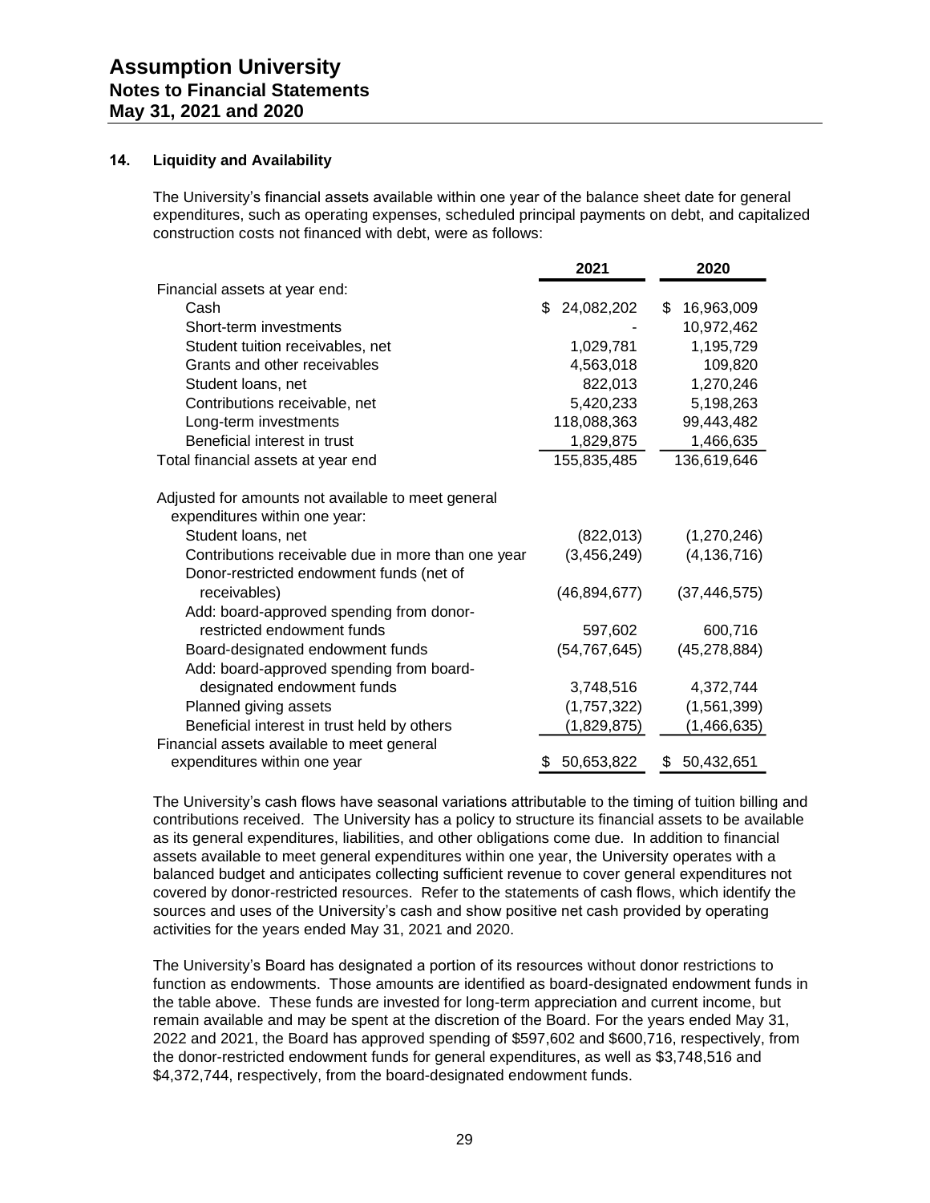## 14. Liquidity and Availability

The University's financial assets available within one year of the balance sheet date for general expenditures, such as operating expenses, scheduled principal payments on debt, and capitalized construction costs not financed with debt, were as follows:

| | 2021 | 2020 |
|---|---|---|
| Financial assets at year end: | | |
| Cash | $ 24,082,202 | $ 16,963,009 |
| Short-term investments | - | 10,972,462 |
| Student tuition receivables, net | 1,029,781 | 1,195,729 |
| Grants and other receivables | 4,563,018 | 109,820 |
| Student loans, net | 822,013 | 1,270,246 |
| Contributions receivable, net | 5,420,233 | 5,198,263 |
| Long-term investments | 118,088,363 | 99,443,482 |
| Beneficial interest in trust | 1,829,875 | 1,466,635 |
| Total financial assets at year end | 155,835,485 | 136,619,646 |
| Adjusted for amounts not available to meet general expenditures within one year: | | |
| Student loans, net | (822,013) | (1,270,246) |
| Contributions receivable due in more than one year | (3,456,249) | (4,136,716) |
| Donor-restricted endowment funds (net of receivables) | (46,894,677) | (37,446,575) |
| Add: board-approved spending from donor-restricted endowment funds | 597,602 | 600,716 |
| Board-designated endowment funds | (54,767,645) | (45,278,884) |
| Add: board-approved spending from board-designated endowment funds | 3,748,516 | 4,372,744 |
| Planned giving assets | (1,757,322) | (1,561,399) |
| Beneficial interest in trust held by others | (1,829,875) | (1,466,635) |
| Financial assets available to meet general expenditures within one year | $ 50,653,822 | $ 50,432,651 |

The University's cash flows have seasonal variations attributable to the timing of tuition billing and contributions received. The University has a policy to structure its financial assets to be available as its general expenditures, liabilities, and other obligations come due. In addition to financial assets available to meet general expenditures within one year, the University operates with a balanced budget and anticipates collecting sufficient revenue to cover general expenditures not covered by donor-restricted resources. Refer to the statements of cash flows, which identify the sources and uses of the University's cash and show positive net cash provided by operating activities for the years ended May 31, 2021 and 2020.

The University's Board has designated a portion of its resources without donor restrictions to function as endowments. Those amounts are identified as board-designated endowment funds in the table above. These funds are invested for long-term appreciation and current income, but remain available and may be spent at the discretion of the Board. For the years ended May 31, 2022 and 2021, the Board has approved spending of $597,602 and $600,716, respectively, from the donor-restricted endowment funds for general expenditures, as well as $3,748,516 and $4,372,744, respectively, from the board-designated endowment funds.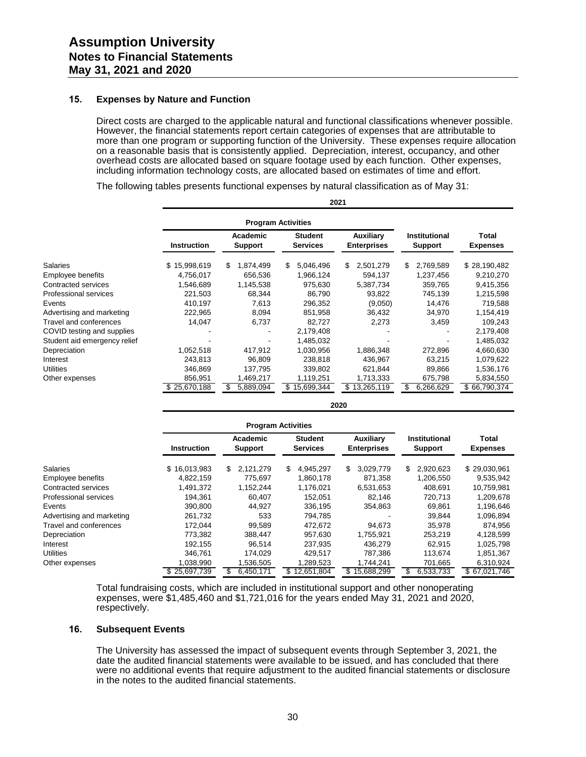# Assumption University
## Notes to Financial Statements
## May 31, 2021 and 2020

### 15. Expenses by Nature and Function

Direct costs are charged to the applicable natural and functional classifications whenever possible. However, the financial statements report certain categories of expenses that are attributable to more than one program or supporting function of the University. These expenses require allocation on a reasonable basis that is consistently applied. Depreciation, interest, occupancy, and other overhead costs are allocated based on square footage used by each function. Other expenses, including information technology costs, are allocated based on estimates of time and effort.

The following tables presents functional expenses by natural classification as of May 31:

**2021**

| | Program Activities | | | | | |
|---|---|---|---|---|---|---|
| | Instruction | Academic Support | Student Services | Auxiliary Enterprises | Institutional Support | Total Expenses |
| Salaries | $ 15,998,619 | $ 1,874,499 | $ 5,046,496 | $ 2,501,279 | $ 2,769,589 | $ 28,190,482 |
| Employee benefits | 4,756,017 | 656,536 | 1,966,124 | 594,137 | 1,237,456 | 9,210,270 |
| Contracted services | 1,546,689 | 1,145,538 | 975,630 | 5,387,734 | 359,765 | 9,415,356 |
| Professional services | 221,503 | 68,344 | 86,790 | 93,822 | 745,139 | 1,215,598 |
| Events | 410,197 | 7,613 | 296,352 | (9,050) | 14,476 | 719,588 |
| Advertising and marketing | 222,965 | 8,094 | 851,958 | 36,432 | 34,970 | 1,154,419 |
| Travel and conferences | 14,047 | 6,737 | 82,727 | 2,273 | 3,459 | 109,243 |
| COVID testing and supplies | - | - | 2,179,408 | - | - | 2,179,408 |
| Student aid emergency relief | - | - | 1,485,032 | - | - | 1,485,032 |
| Depreciation | 1,052,518 | 417,912 | 1,030,956 | 1,886,348 | 272,896 | 4,660,630 |
| Interest | 243,813 | 96,809 | 238,818 | 436,967 | 63,215 | 1,079,622 |
| Utilities | 346,869 | 137,795 | 339,802 | 621,844 | 89,866 | 1,536,176 |
| Other expenses | 856,951 | 1,469,217 | 1,119,251 | 1,713,333 | 675,798 | 5,834,550 |
| | $ 25,670,188 | $ 5,889,094 | $ 15,699,344 | $ 13,265,119 | $ 6,266,629 | $ 66,790,374 |

**2020**

| | Program Activities | | | | | |
|---|---|---|---|---|---|---|
| | Instruction | Academic Support | Student Services | Auxiliary Enterprises | Institutional Support | Total Expenses |
| Salaries | $ 16,013,983 | $ 2,121,279 | $ 4,945,297 | $ 3,029,779 | $ 2,920,623 | $ 29,030,961 |
| Employee benefits | 4,822,159 | 775,697 | 1,860,178 | 871,358 | 1,206,550 | 9,535,942 |
| Contracted services | 1,491,372 | 1,152,244 | 1,176,021 | 6,531,653 | 408,691 | 10,759,981 |
| Professional services | 194,361 | 60,407 | 152,051 | 82,146 | 720,713 | 1,209,678 |
| Events | 390,800 | 44,927 | 336,195 | 354,863 | 69,861 | 1,196,646 |
| Advertising and marketing | 261,732 | 533 | 794,785 | - | 39,844 | 1,096,894 |
| Travel and conferences | 172,044 | 99,589 | 472,672 | 94,673 | 35,978 | 874,956 |
| Depreciation | 773,382 | 388,447 | 957,630 | 1,755,921 | 253,219 | 4,128,599 |
| Interest | 192,155 | 96,514 | 237,935 | 436,279 | 62,915 | 1,025,798 |
| Utilities | 346,761 | 174,029 | 429,517 | 787,386 | 113,674 | 1,851,367 |
| Other expenses | 1,038,990 | 1,536,505 | 1,289,523 | 1,744,241 | 701,665 | 6,310,924 |
| | $ 25,697,739 | $ 6,450,171 | $ 12,651,804 | $ 15,688,299 | $ 6,533,733 | $ 67,021,746 |

Total fundraising costs, which are included in institutional support and other nonoperating expenses, were $1,485,460 and $1,721,016 for the years ended May 31, 2021 and 2020, respectively.

### 16. Subsequent Events

The University has assessed the impact of subsequent events through September 3, 2021, the date the audited financial statements were available to be issued, and has concluded that there were no additional events that require adjustment to the audited financial statements or disclosure in the notes to the audited financial statements.